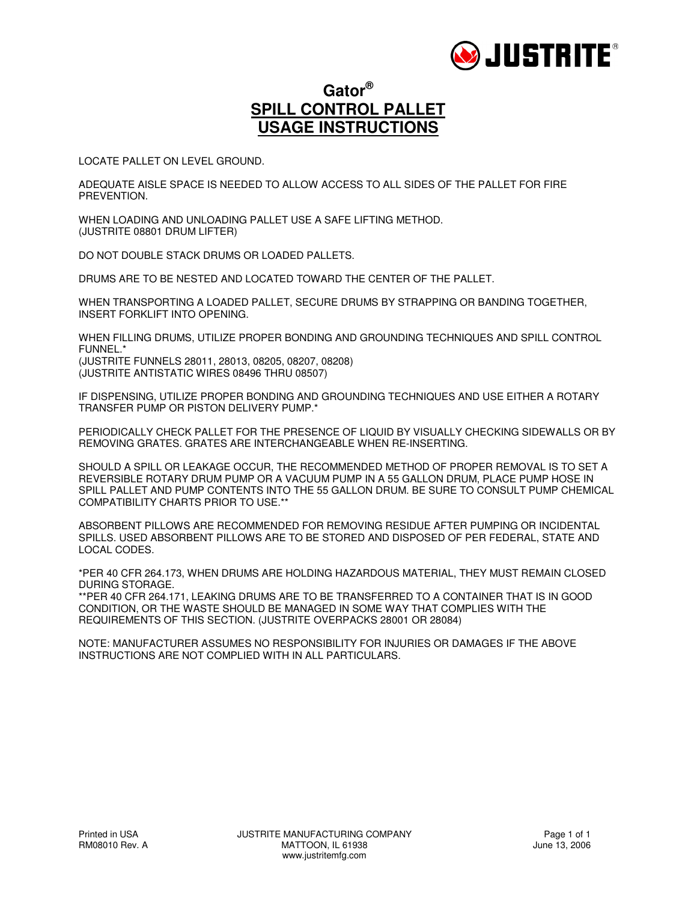# Gator®
# SPILL CONTROL PALLET USAGE INSTRUCTIONS

LOCATE PALLET ON LEVEL GROUND.

ADEQUATE AISLE SPACE IS NEEDED TO ALLOW ACCESS TO ALL SIDES OF THE PALLET FOR FIRE PREVENTION.

WHEN LOADING AND UNLOADING PALLET USE A SAFE LIFTING METHOD.
(JUSTRITE 08801 DRUM LIFTER)

DO NOT DOUBLE STACK DRUMS OR LOADED PALLETS.

DRUMS ARE TO BE NESTED AND LOCATED TOWARD THE CENTER OF THE PALLET.

WHEN TRANSPORTING A LOADED PALLET, SECURE DRUMS BY STRAPPING OR BANDING TOGETHER, INSERT FORKLIFT INTO OPENING.

WHEN FILLING DRUMS, UTILIZE PROPER BONDING AND GROUNDING TECHNIQUES AND SPILL CONTROL FUNNEL.*
(JUSTRITE FUNNELS 28011, 28013, 08205, 08207, 08208)
(JUSTRITE ANTISTATIC WIRES 08496 THRU 08507)

IF DISPENSING, UTILIZE PROPER BONDING AND GROUNDING TECHNIQUES AND USE EITHER A ROTARY TRANSFER PUMP OR PISTON DELIVERY PUMP.*

PERIODICALLY CHECK PALLET FOR THE PRESENCE OF LIQUID BY VISUALLY CHECKING SIDEWALLS OR BY REMOVING GRATES. GRATES ARE INTERCHANGEABLE WHEN RE-INSERTING.

SHOULD A SPILL OR LEAKAGE OCCUR, THE RECOMMENDED METHOD OF PROPER REMOVAL IS TO SET A REVERSIBLE ROTARY DRUM PUMP OR A VACUUM PUMP IN A 55 GALLON DRUM, PLACE PUMP HOSE IN SPILL PALLET AND PUMP CONTENTS INTO THE 55 GALLON DRUM. BE SURE TO CONSULT PUMP CHEMICAL COMPATIBILITY CHARTS PRIOR TO USE.**

ABSORBENT PILLOWS ARE RECOMMENDED FOR REMOVING RESIDUE AFTER PUMPING OR INCIDENTAL SPILLS. USED ABSORBENT PILLOWS ARE TO BE STORED AND DISPOSED OF PER FEDERAL, STATE AND LOCAL CODES.

*PER 40 CFR 264.173, WHEN DRUMS ARE HOLDING HAZARDOUS MATERIAL, THEY MUST REMAIN CLOSED DURING STORAGE.
**PER 40 CFR 264.171, LEAKING DRUMS ARE TO BE TRANSFERRED TO A CONTAINER THAT IS IN GOOD CONDITION, OR THE WASTE SHOULD BE MANAGED IN SOME WAY THAT COMPLIES WITH THE REQUIREMENTS OF THIS SECTION. (JUSTRITE OVERPACKS 28001 OR 28084)

NOTE: MANUFACTURER ASSUMES NO RESPONSIBILITY FOR INJURIES OR DAMAGES IF THE ABOVE INSTRUCTIONS ARE NOT COMPLIED WITH IN ALL PARTICULARS.

Printed in USA
RM08010 Rev. A

JUSTRITE MANUFACTURING COMPANY
MATTOON, IL 61938
www.justritemfg.com

June 13, 2006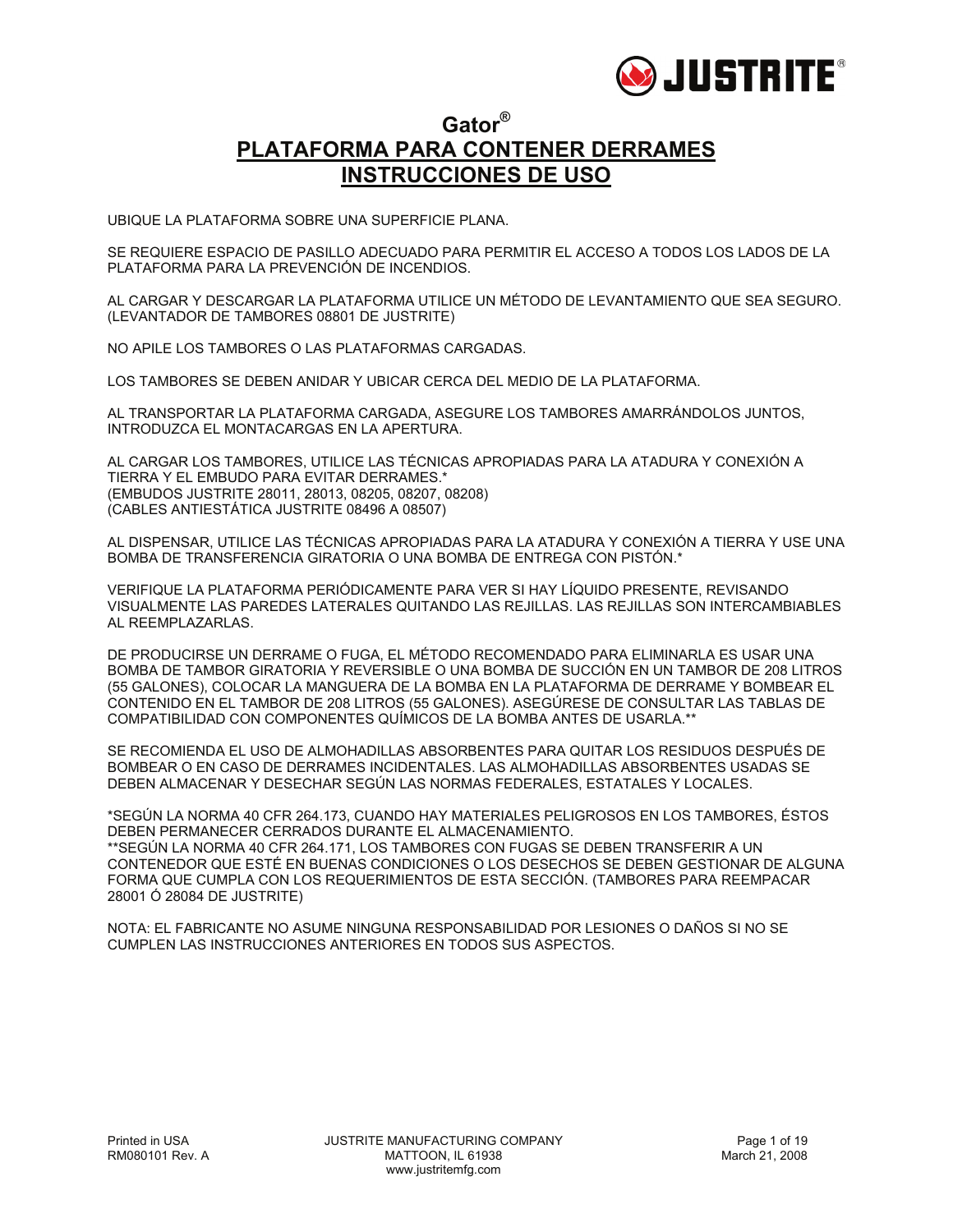# Gator®

# PLATAFORMA PARA CONTENER DERRAMES

# INSTRUCCIONES DE USO

UBIQUE LA PLATAFORMA SOBRE UNA SUPERFICIE PLANA.

SE REQUIERE ESPACIO DE PASILLO ADECUADO PARA PERMITIR EL ACCESO A TODOS LOS LADOS DE LA PLATAFORMA PARA LA PREVENCIÓN DE INCENDIOS.

AL CARGAR Y DESCARGAR LA PLATAFORMA UTILICE UN MÉTODO DE LEVANTAMIENTO QUE SEA SEGURO. (LEVANTADOR DE TAMBORES 08801 DE JUSTRITE)

NO APILE LOS TAMBORES O LAS PLATAFORMAS CARGADAS.

LOS TAMBORES SE DEBEN ANIDAR Y UBICAR CERCA DEL MEDIO DE LA PLATAFORMA.

AL TRANSPORTAR LA PLATAFORMA CARGADA, ASEGURE LOS TAMBORES AMARRÁNDOLOS JUNTOS, INTRODUZCA EL MONTACARGAS EN LA APERTURA.

AL CARGAR LOS TAMBORES, UTILICE LAS TÉCNICAS APROPIADAS PARA LA ATADURA Y CONEXIÓN A TIERRA Y EL EMBUDO PARA EVITAR DERRAMES.*
(EMBUDOS JUSTRITE 28011, 28013, 08205, 08207, 08208)
(CABLES ANTIESTÁTICA JUSTRITE 08496 A 08507)

AL DISPENSAR, UTILICE LAS TÉCNICAS APROPIADAS PARA LA ATADURA Y CONEXIÓN A TIERRA Y USE UNA BOMBA DE TRANSFERENCIA GIRATORIA O UNA BOMBA DE ENTREGA CON PISTÓN.*

VERIFIQUE LA PLATAFORMA PERIÓDICAMENTE PARA VER SI HAY LÍQUIDO PRESENTE, REVISANDO VISUALMENTE LAS PAREDES LATERALES QUITANDO LAS REJILLAS. LAS REJILLAS SON INTERCAMBIABLES AL REEMPLAZARLAS.

DE PRODUCIRSE UN DERRAME O FUGA, EL MÉTODO RECOMENDADO PARA ELIMINARLA ES USAR UNA BOMBA DE TAMBOR GIRATORIA Y REVERSIBLE O UNA BOMBA DE SUCCIÓN EN UN TAMBOR DE 208 LITROS (55 GALONES), COLOCAR LA MANGUERA DE LA BOMBA EN LA PLATAFORMA DE DERRAME Y BOMBEAR EL CONTENIDO EN EL TAMBOR DE 208 LITROS (55 GALONES). ASEGÚRESE DE CONSULTAR LAS TABLAS DE COMPATIBILIDAD CON COMPONENTES QUÍMICOS DE LA BOMBA ANTES DE USARLA.**

SE RECOMIENDA EL USO DE ALMOHADILLAS ABSORBENTES PARA QUITAR LOS RESIDUOS DESPUÉS DE BOMBEAR O EN CASO DE DERRAMES INCIDENTALES. LAS ALMOHADILLAS ABSORBENTES USADAS SE DEBEN ALMACENAR Y DESECHAR SEGÚN LAS NORMAS FEDERALES, ESTATALES Y LOCALES.

*SEGÚN LA NORMA 40 CFR 264.173, CUANDO HAY MATERIALES PELIGROSOS EN LOS TAMBORES, ÉSTOS DEBEN PERMANECER CERRADOS DURANTE EL ALMACENAMIENTO.
**SEGÚN LA NORMA 40 CFR 264.171, LOS TAMBORES CON FUGAS SE DEBEN TRANSFERIR A UN CONTENEDOR QUE ESTÉ EN BUENAS CONDICIONES O LOS DESECHOS SE DEBEN GESTIONAR DE ALGUNA FORMA QUE CUMPLA CON LOS REQUERIMIENTOS DE ESTA SECCIÓN. (TAMBORES PARA REEMPACAR 28001 Ó 28084 DE JUSTRITE)

NOTA: EL FABRICANTE NO ASUME NINGUNA RESPONSABILIDAD POR LESIONES O DAÑOS SI NO SE CUMPLEN LAS INSTRUCCIONES ANTERIORES EN TODOS SUS ASPECTOS.

Printed in USA
RM080101 Rev. A

JUSTRITE MANUFACTURING COMPANY
MATTOON, IL 61938
www.justritemfg.com

March 21, 2008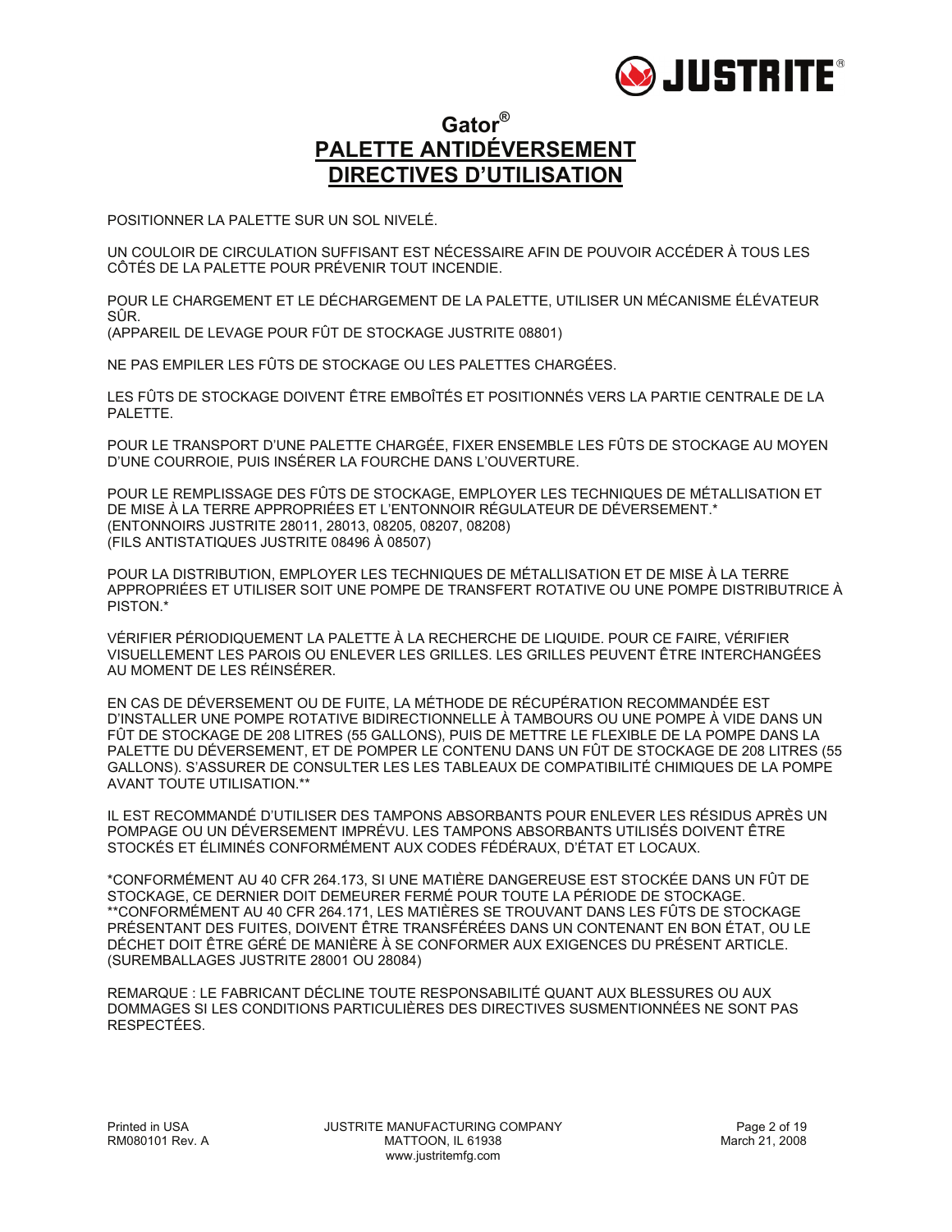# Gator®

## PALETTE ANTIDÉVERSEMENT
## DIRECTIVES D’UTILISATION

POSITIONNER LA PALETTE SUR UN SOL NIVELÉ.

UN COULOIR DE CIRCULATION SUFFISANT EST NÉCESSAIRE AFIN DE POUVOIR ACCÉDER À TOUS LES CÔTÉS DE LA PALETTE POUR PRÉVENIR TOUT INCENDIE.

POUR LE CHARGEMENT ET LE DÉCHARGEMENT DE LA PALETTE, UTILISER UN MÉCANISME ÉLÉVATEUR SÛR.
(APPAREIL DE LEVAGE POUR FÛT DE STOCKAGE JUSTRITE 08801)

NE PAS EMPILER LES FÛTS DE STOCKAGE OU LES PALETTES CHARGÉES.

LES FÛTS DE STOCKAGE DOIVENT ÊTRE EMBOÎTÉS ET POSITIONNÉS VERS LA PARTIE CENTRALE DE LA PALETTE.

POUR LE TRANSPORT D’UNE PALETTE CHARGÉE, FIXER ENSEMBLE LES FÛTS DE STOCKAGE AU MOYEN D’UNE COURROIE, PUIS INSÉRER LA FOURCHE DANS L’OUVERTURE.

POUR LE REMPLISSAGE DES FÛTS DE STOCKAGE, EMPLOYER LES TECHNIQUES DE MÉTALLISATION ET DE MISE À LA TERRE APPROPRIÉES ET L’ENTONNOIR RÉGULATEUR DE DÉVERSEMENT.*
(ENTONNOIRS JUSTRITE 28011, 28013, 08205, 08207, 08208)
(FILS ANTISTATIQUES JUSTRITE 08496 À 08507)

POUR LA DISTRIBUTION, EMPLOYER LES TECHNIQUES DE MÉTALLISATION ET DE MISE À LA TERRE APPROPRIÉES ET UTILISER SOIT UNE POMPE DE TRANSFERT ROTATIVE OU UNE POMPE DISTRIBUTRICE À PISTON.*

VÉRIFIER PÉRIODIQUEMENT LA PALETTE À LA RECHERCHE DE LIQUIDE. POUR CE FAIRE, VÉRIFIER VISUELLEMENT LES PAROIS OU ENLEVER LES GRILLES. LES GRILLES PEUVENT ÊTRE INTERCHANGÉES AU MOMENT DE LES RÉINSÉRER.

EN CAS DE DÉVERSEMENT OU DE FUITE, LA MÉTHODE DE RÉCUPÉRATION RECOMMANDÉE EST D’INSTALLER UNE POMPE ROTATIVE BIDIRECTIONNELLE À TAMBOURS OU UNE POMPE À VIDE DANS UN FÛT DE STOCKAGE DE 208 LITRES (55 GALLONS), PUIS DE METTRE LE FLEXIBLE DE LA POMPE DANS LA PALETTE DU DÉVERSEMENT, ET DE POMPER LE CONTENU DANS UN FÛT DE STOCKAGE DE 208 LITRES (55 GALLONS). S’ASSURER DE CONSULTER LES LES TABLEAUX DE COMPATIBILITÉ CHIMIQUES DE LA POMPE AVANT TOUTE UTILISATION.**

IL EST RECOMMANDÉ D’UTILISER DES TAMPONS ABSORBANTS POUR ENLEVER LES RÉSIDUS APRÈS UN POMPAGE OU UN DÉVERSEMENT IMPRÉVU. LES TAMPONS ABSORBANTS UTILISÉS DOIVENT ÊTRE STOCKÉS ET ÉLIMINÉS CONFORMÉMENT AUX CODES FÉDÉRAUX, D’ÉTAT ET LOCAUX.

*CONFORMÉMENT AU 40 CFR 264.173, SI UNE MATIÈRE DANGEREUSE EST STOCKÉE DANS UN FÛT DE STOCKAGE, CE DERNIER DOIT DEMEURER FERMÉ POUR TOUTE LA PÉRIODE DE STOCKAGE.
**CONFORMÉMENT AU 40 CFR 264.171, LES MATIÈRES SE TROUVANT DANS LES FÛTS DE STOCKAGE PRÉSENTANT DES FUITES, DOIVENT ÊTRE TRANSFÉRÉES DANS UN CONTENANT EN BON ÉTAT, OU LE DÉCHET DOIT ÊTRE GÉRÉ DE MANIÈRE À SE CONFORMER AUX EXIGENCES DU PRÉSENT ARTICLE.
(SUREMBALLAGES JUSTRITE 28001 OU 28084)

REMARQUE : LE FABRICANT DÉCLINE TOUTE RESPONSABILITÉ QUANT AUX BLESSURES OU AUX DOMMAGES SI LES CONDITIONS PARTICULIÈRES DES DIRECTIVES SUSMENTIONNÉES NE SONT PAS RESPECTÉES.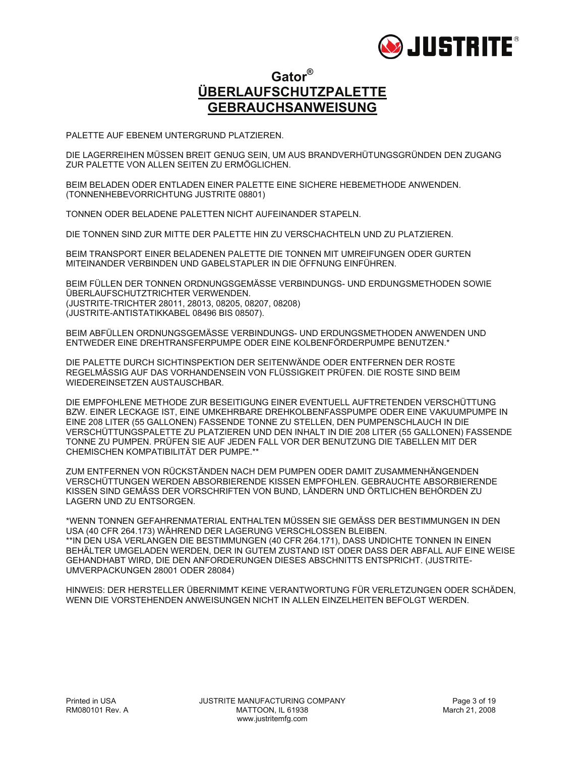# Gator®

# ÜBERLAUFSCHUTZPALETTE GEBRAUCHSANWEISUNG

PALETTE AUF EBENEM UNTERGRUND PLATZIEREN.

DIE LAGERREIHEN MÜSSEN BREIT GENUG SEIN, UM AUS BRANDVERHÜTUNGSGRÜNDEN DEN ZUGANG ZUR PALETTE VON ALLEN SEITEN ZU ERMÖGLICHEN.

BEIM BELADEN ODER ENTLADEN EINER PALETTE EINE SICHERE HEBEMETHODE ANWENDEN. (TONNENHEBEVORRICHTUNG JUSTRITE 08801)

TONNEN ODER BELADENE PALETTEN NICHT AUFEINANDER STAPELN.

DIE TONNEN SIND ZUR MITTE DER PALETTE HIN ZU VERSCHACHTELN UND ZU PLATZIEREN.

BEIM TRANSPORT EINER BELADENEN PALETTE DIE TONNEN MIT UMREIFUNGEN ODER GURTEN MITEINANDER VERBINDEN UND GABELSTAPLER IN DIE ÖFFNUNG EINFÜHREN.

BEIM FÜLLEN DER TONNEN ORDNUNGSGEMÄSSE VERBINDUNGS- UND ERDUNGSMETHODEN SOWIE ÜBERLAUFSCHUTZTRICHTER VERWENDEN.
(JUSTRITE-TRICHTER 28011, 28013, 08205, 08207, 08208)
(JUSTRITE-ANTISTATIKKABEL 08496 BIS 08507).

BEIM ABFÜLLEN ORDNUNGSGEMÄSSE VERBINDUNGS- UND ERDUNGSMETHODEN ANWENDEN UND ENTWEDER EINE DREHTRANSFERPUMPE ODER EINE KOLBENFÖRDERPUMPE BENUTZEN.*

DIE PALETTE DURCH SICHTINSPEKTION DER SEITENWÄNDE ODER ENTFERNEN DER ROSTE REGELMÄSSIG AUF DAS VORHANDENSEIN VON FLÜSSIGKEIT PRÜFEN. DIE ROSTE SIND BEIM WIEDEREINSETZEN AUSTAUSCHBAR.

DIE EMPFOHLENE METHODE ZUR BESEITIGUNG EINER EVENTUELL AUFTRETENDEN VERSCHÜTTUNG BZW. EINER LECKAGE IST, EINE UMKEHRBARE DREHKOLBENFASSPUMPE ODER EINE VAKUUMPUMPE IN EINE 208 LITER (55 GALLONEN) FASSENDE TONNE ZU STELLEN, DEN PUMPENSCHLAUCH IN DIE VERSCHÜTTUNGSPALETTE ZU PLATZIEREN UND DEN INHALT IN DIE 208 LITER (55 GALLONEN) FASSENDE TONNE ZU PUMPEN. PRÜFEN SIE AUF JEDEN FALL VOR DER BENUTZUNG DIE TABELLEN MIT DER CHEMISCHEN KOMPATIBILITÄT DER PUMPE.**

ZUM ENTFERNEN VON RÜCKSTÄNDEN NACH DEM PUMPEN ODER DAMIT ZUSAMMENHÄNGENDEN VERSCHÜTTUNGEN WERDEN ABSORBIERENDE KISSEN EMPFOHLEN. GEBRAUCHTE ABSORBIERENDE KISSEN SIND GEMÄSS DER VORSCHRIFTEN VON BUND, LÄNDERN UND ÖRTLICHEN BEHÖRDEN ZU LAGERN UND ZU ENTSORGEN.

*WENN TONNEN GEFAHRENMATERIAL ENTHALTEN MÜSSEN SIE GEMÄSS DER BESTIMMUNGEN IN DEN USA (40 CFR 264.173) WÄHREND DER LAGERUNG VERSCHLOSSEN BLEIBEN.
**IN DEN USA VERLANGEN DIE BESTIMMUNGEN (40 CFR 264.171), DASS UNDICHTE TONNEN IN EINEN BEHÄLTER UMGELADEN WERDEN, DER IN GUTEM ZUSTAND IST ODER DASS DER ABFALL AUF EINE WEISE GEHANDHABT WIRD, DIE DEN ANFORDERUNGEN DIESES ABSCHNITTS ENTSPRICHT. (JUSTRITE-UMVERPACKUNGEN 28001 ODER 28084)

HINWEIS: DER HERSTELLER ÜBERNIMMT KEINE VERANTWORTUNG FÜR VERLETZUNGEN ODER SCHÄDEN, WENN DIE VORSTEHENDEN ANWEISUNGEN NICHT IN ALLEN EINZELHEITEN BEFOLGT WERDEN.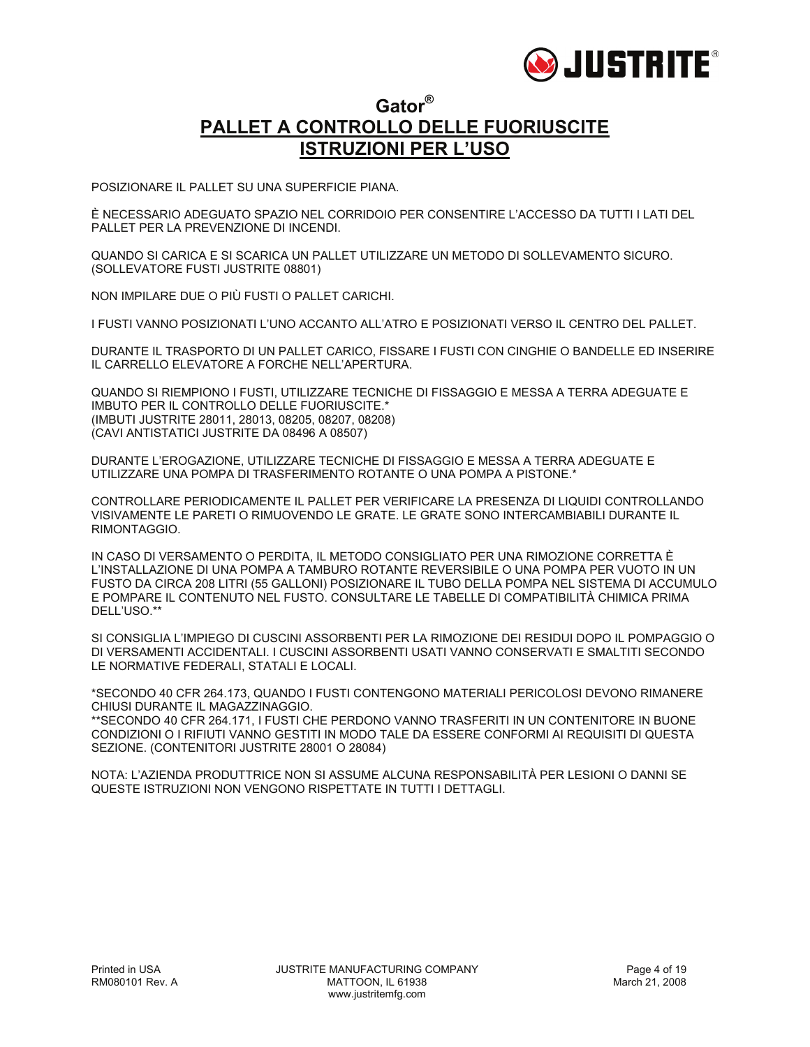# Gator®

## PALLET A CONTROLLO DELLE FUORIUSCITE
## ISTRUZIONI PER L'USO

POSIZIONARE IL PALLET SU UNA SUPERFICIE PIANA.

È NECESSARIO ADEGUATO SPAZIO NEL CORRIDOIO PER CONSENTIRE L'ACCESSO DA TUTTI I LATI DEL PALLET PER LA PREVENZIONE DI INCENDI.

QUANDO SI CARICA E SI SCARICA UN PALLET UTILIZZARE UN METODO DI SOLLEVAMENTO SICURO. (SOLLEVATORE FUSTI JUSTRITE 08801)

NON IMPILARE DUE O PIÙ FUSTI O PALLET CARICHI.

I FUSTI VANNO POSIZIONATI L'UNO ACCANTO ALL'ATRO E POSIZIONATI VERSO IL CENTRO DEL PALLET.

DURANTE IL TRASPORTO DI UN PALLET CARICO, FISSARE I FUSTI CON CINGHIE O BANDELLE ED INSERIRE IL CARRELLO ELEVATORE A FORCHE NELL'APERTURA.

QUANDO SI RIEMPIONO I FUSTI, UTILIZZARE TECNICHE DI FISSAGGIO E MESSA A TERRA ADEGUATE E IMBUTO PER IL CONTROLLO DELLE FUORIUSCITE.*
(IMBUTI JUSTRITE 28011, 28013, 08205, 08207, 08208)
(CAVI ANTISTATICI JUSTRITE DA 08496 A 08507)

DURANTE L'EROGAZIONE, UTILIZZARE TECNICHE DI FISSAGGIO E MESSA A TERRA ADEGUATE E UTILIZZARE UNA POMPA DI TRASFERIMENTO ROTANTE O UNA POMPA A PISTONE.*

CONTROLLARE PERIODICAMENTE IL PALLET PER VERIFICARE LA PRESENZA DI LIQUIDI CONTROLLANDO VISIVAMENTE LE PARETI O RIMUOVENDO LE GRATE. LE GRATE SONO INTERCAMBIABILI DURANTE IL RIMONTAGGIO.

IN CASO DI VERSAMENTO O PERDITA, IL METODO CONSIGLIATO PER UNA RIMOZIONE CORRETTA È L'INSTALLAZIONE DI UNA POMPA A TAMBURO ROTANTE REVERSIBILE O UNA POMPA PER VUOTO IN UN FUSTO DA CIRCA 208 LITRI (55 GALLONI) POSIZIONARE IL TUBO DELLA POMPA NEL SISTEMA DI ACCUMULO E POMPARE IL CONTENUTO NEL FUSTO. CONSULTARE LE TABELLE DI COMPATIBILITÀ CHIMICA PRIMA DELL'USO.**

SI CONSIGLIA L'IMPIEGO DI CUSCINI ASSORBENTI PER LA RIMOZIONE DEI RESIDUI DOPO IL POMPAGGIO O DI VERSAMENTI ACCIDENTALI. I CUSCINI ASSORBENTI USATI VANNO CONSERVATI E SMALTITI SECONDO LE NORMATIVE FEDERALI, STATALI E LOCALI.

*SECONDO 40 CFR 264.173, QUANDO I FUSTI CONTENGONO MATERIALI PERICOLOSI DEVONO RIMANERE CHIUSI DURANTE IL MAGAZZINAGGIO.
**SECONDO 40 CFR 264.171, I FUSTI CHE PERDONO VANNO TRASFERITI IN UN CONTENITORE IN BUONE CONDIZIONI O I RIFIUTI VANNO GESTITI IN MODO TALE DA ESSERE CONFORMI AI REQUISITI DI QUESTA SEZIONE. (CONTENITORI JUSTRITE 28001 O 28084)

NOTA: L'AZIENDA PRODUTTRICE NON SI ASSUME ALCUNA RESPONSABILITÀ PER LESIONI O DANNI SE QUESTE ISTRUZIONI NON VENGONO RISPETTATE IN TUTTI I DETTAGLI.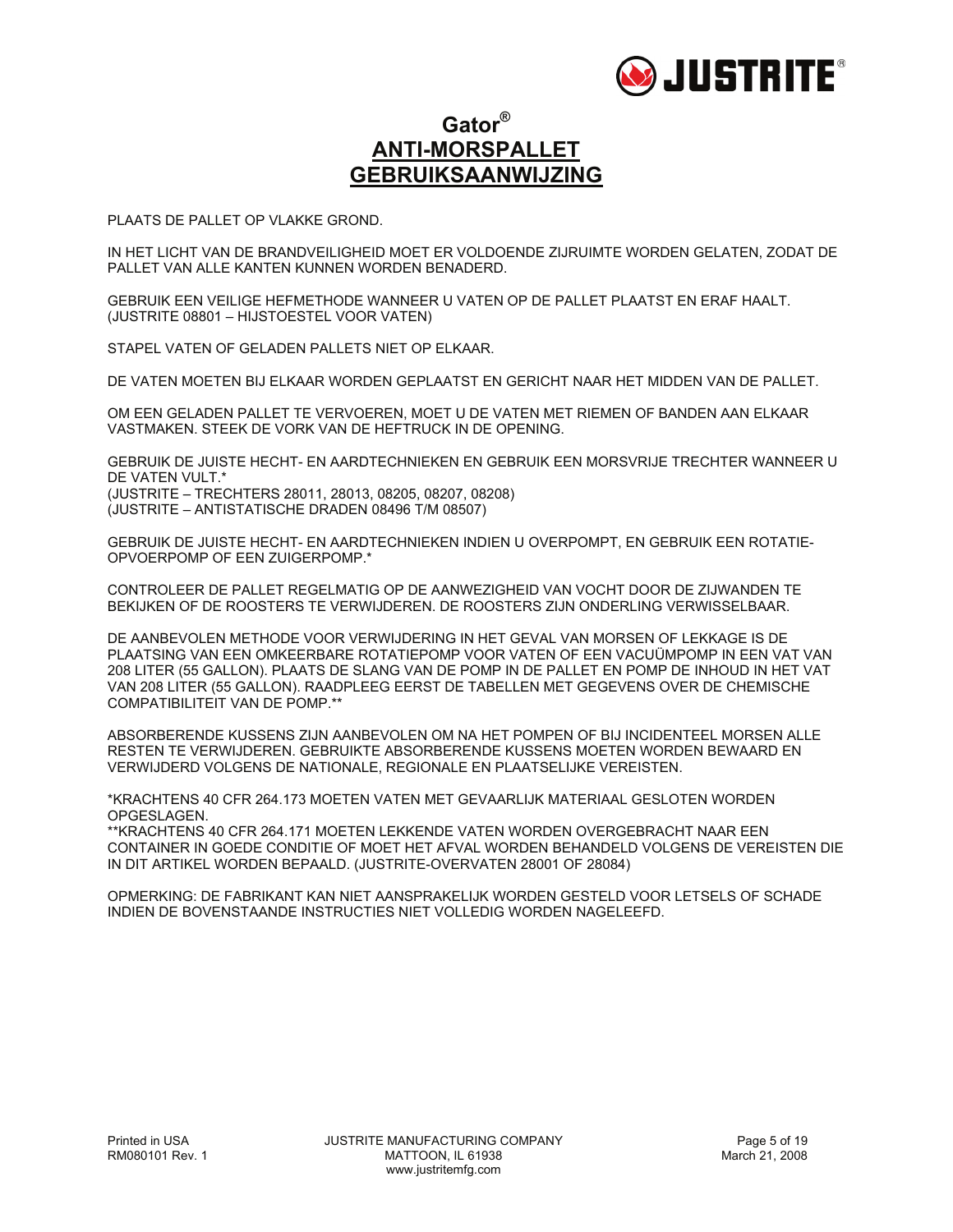# Gator®
# ANTI-MORSPALLET GEBRUIKSAANWIJZING

PLAATS DE PALLET OP VLAKKE GROND.

IN HET LICHT VAN DE BRANDVEILIGHEID MOET ER VOLDOENDE ZIJRUIMTE WORDEN GELATEN, ZODAT DE PALLET VAN ALLE KANTEN KUNNEN WORDEN BENADERD.

GEBRUIK EEN VEILIGE HEFMETHODE WANNEER U VATEN OP DE PALLET PLAATST EN ERAF HAALT. (JUSTRITE 08801 – HIJSTOESTEL VOOR VATEN)

STAPEL VATEN OF GELADEN PALLETS NIET OP ELKAAR.

DE VATEN MOETEN BIJ ELKAAR WORDEN GEPLAATST EN GERICHT NAAR HET MIDDEN VAN DE PALLET.

OM EEN GELADEN PALLET TE VERVOEREN, MOET U DE VATEN MET RIEMEN OF BANDEN AAN ELKAAR VASTMAKEN. STEEK DE VORK VAN DE HEFTRUCK IN DE OPENING.

GEBRUIK DE JUISTE HECHT- EN AARDTECHNIEKEN EN GEBRUIK EEN MORSVRIJE TRECHTER WANNEER U DE VATEN VULT.*
(JUSTRITE – TRECHTERS 28011, 28013, 08205, 08207, 08208)
(JUSTRITE – ANTISTATISCHE DRADEN 08496 T/M 08507)

GEBRUIK DE JUISTE HECHT- EN AARDTECHNIEKEN INDIEN U OVERPOMPT, EN GEBRUIK EEN ROTATIE-OPVOERPOMP OF EEN ZUIGERPOMP.*

CONTROLEER DE PALLET REGELMATIG OP DE AANWEZIGHEID VAN VOCHT DOOR DE ZIJWANDEN TE BEKIJKEN OF DE ROOSTERS TE VERWIJDEREN. DE ROOSTERS ZIJN ONDERLING VERWISSELBAAR.

DE AANBEVOLEN METHODE VOOR VERWIJDERING IN HET GEVAL VAN MORSEN OF LEKKAGE IS DE PLAATSING VAN EEN OMKEERBARE ROTATIEPOMP VOOR VATEN OF EEN VACUÜMPOMP IN EEN VAT VAN 208 LITER (55 GALLON). PLAATS DE SLANG VAN DE POMP IN DE PALLET EN POMP DE INHOUD IN HET VAT VAN 208 LITER (55 GALLON). RAADPLEEG EERST DE TABELLEN MET GEGEVENS OVER DE CHEMISCHE COMPATIBILITEIT VAN DE POMP.**

ABSORBERENDE KUSSENS ZIJN AANBEVOLEN OM NA HET POMPEN OF BIJ INCIDENTEEL MORSEN ALLE RESTEN TE VERWIJDEREN. GEBRUIKTE ABSORBERENDE KUSSENS MOETEN WORDEN BEWAARD EN VERWIJDERD VOLGENS DE NATIONALE, REGIONALE EN PLAATSELIJKE VEREISTEN.

*KRACHTENS 40 CFR 264.173 MOETEN VATEN MET GEVAARLIJK MATERIAAL GESLOTEN WORDEN OPGESLAGEN.
**KRACHTENS 40 CFR 264.171 MOETEN LEKKENDE VATEN WORDEN OVERGEBRACHT NAAR EEN CONTAINER IN GOEDE CONDITIE OF MOET HET AFVAL WORDEN BEHANDELD VOLGENS DE VEREISTEN DIE IN DIT ARTIKEL WORDEN BEPAALD. (JUSTRITE-OVERVATEN 28001 OF 28084)

OPMERKING: DE FABRIKANT KAN NIET AANSPRAKELIJK WORDEN GESTELD VOOR LETSELS OF SCHADE INDIEN DE BOVENSTAANDE INSTRUCTIES NIET VOLLEDIG WORDEN NAGELEEFD.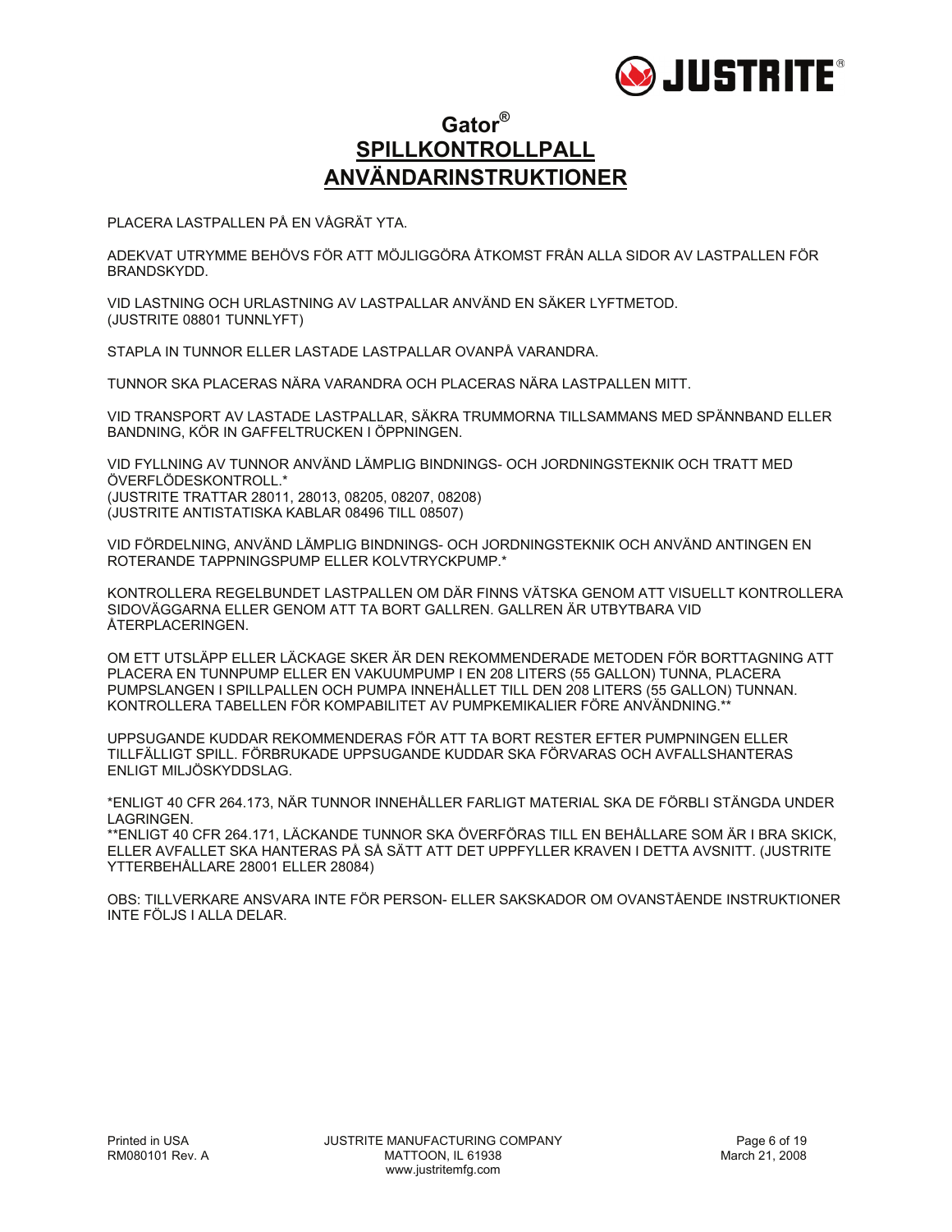# Gator®

# SPILLKONTROLLPALL ANVÄNDARINSTRUKTIONER

PLACERA LASTPALLEN PÅ EN VÅGRÄT YTA.

ADEKVAT UTRYMME BEHÖVS FÖR ATT MÖJLIGGÖRA ÅTKOMST FRÅN ALLA SIDOR AV LASTPALLEN FÖR BRANDSKYDD.

VID LASTNING OCH URLASTNING AV LASTPALLAR ANVÄND EN SÄKER LYFTMETOD. (JUSTRITE 08801 TUNNLYFT)

STAPLA IN TUNNOR ELLER LASTADE LASTPALLAR OVANPÅ VARANDRA.

TUNNOR SKA PLACERAS NÄRA VARANDRA OCH PLACERAS NÄRA LASTPALLEN MITT.

VID TRANSPORT AV LASTADE LASTPALLAR, SÄKRA TRUMMORNA TILLSAMMANS MED SPÄNNBAND ELLER BANDNING, KÖR IN GAFFELTRUCKEN I ÖPPNINGEN.

VID FYLLNING AV TUNNOR ANVÄND LÄMPLIG BINDNINGS- OCH JORDNINGSTEKNIK OCH TRATT MED ÖVERFLÖDESKONTROLL.*
(JUSTRITE TRATTAR 28011, 28013, 08205, 08207, 08208)
(JUSTRITE ANTISTATISKA KABLAR 08496 TILL 08507)

VID FÖRDELNING, ANVÄND LÄMPLIG BINDNINGS- OCH JORDNINGSTEKNIK OCH ANVÄND ANTINGEN EN ROTERANDE TAPPNINGSPUMP ELLER KOLVTRYCKPUMP.*

KONTROLLERA REGELBUNDET LASTPALLEN OM DÄR FINNS VÄTSKA GENOM ATT VISUELLT KONTROLLERA SIDOVÄGGARNA ELLER GENOM ATT TA BORT GALLREN. GALLREN ÄR UTBYTBARA VID ÅTERPLACERINGEN.

OM ETT UTSLÄPP ELLER LÄCKAGE SKER ÄR DEN REKOMMENDERADE METODEN FÖR BORTTAGNING ATT PLACERA EN TUNNPUMP ELLER EN VAKUUMPUMP I EN 208 LITERS (55 GALLON) TUNNA, PLACERA PUMPSLANGEN I SPILLPALLEN OCH PUMPA INNEHÅLLET TILL DEN 208 LITERS (55 GALLON) TUNNAN. KONTROLLERA TABELLEN FÖR KOMPABILITET AV PUMPKEMIKALIER FÖRE ANVÄNDNING.**

UPPSUGANDE KUDDAR REKOMMENDERAS FÖR ATT TA BORT RESTER EFTER PUMPNINGEN ELLER TILLFÄLLIGT SPILL. FÖRBRUKADE UPPSUGANDE KUDDAR SKA FÖRVARAS OCH AVFALLSHANTERAS ENLIGT MILJÖSKYDDSLAG.

*ENLIGT 40 CFR 264.173, NÄR TUNNOR INNEHÅLLER FARLIGT MATERIAL SKA DE FÖRBLI STÄNGDA UNDER LAGRINGEN.
**ENLIGT 40 CFR 264.171, LÄCKANDE TUNNOR SKA ÖVERFÖRAS TILL EN BEHÅLLARE SOM ÄR I BRA SKICK, ELLER AVFALLET SKA HANTERAS PÅ SÅ SÄTT ATT DET UPPFYLLER KRAVEN I DETTA AVSNITT. (JUSTRITE YTTERBEHÅLLARE 28001 ELLER 28084)

OBS: TILLVERKARE ANSVARA INTE FÖR PERSON- ELLER SAKSKADOR OM OVANSTÅENDE INSTRUKTIONER INTE FÖLJS I ALLA DELAR.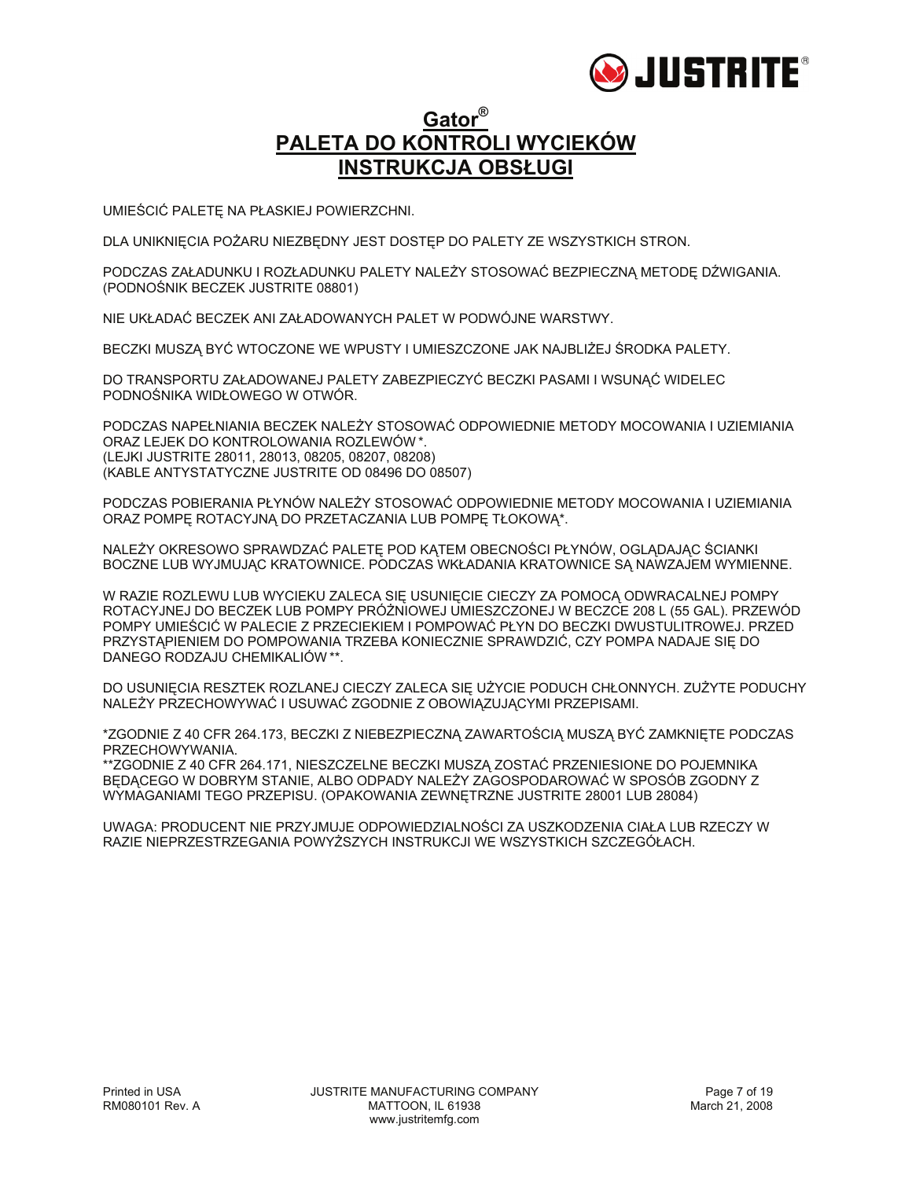# Gator®
# PALETA DO KONTROLI WYCIEKÓW
# INSTRUKCJA OBSŁUGI

UMIEŚCIĆ PALETĘ NA PŁASKIEJ POWIERZCHNI.

DLA UNIKNIĘCIA POŻARU NIEZBĘDNY JEST DOSTĘP DO PALETY ZE WSZYSTKICH STRON.

PODCZAS ZAŁADUNKU I ROZŁADUNKU PALETY NALEŻY STOSOWAĆ BEZPIECZNĄ METODĘ DŹWIGANIA. (PODNOŚNIK BECZEK JUSTRITE 08801)

NIE UKŁADAĆ BECZEK ANI ZAŁADOWANYCH PALET W PODWÓJNE WARSTWY.

BECZKI MUSZĄ BYĆ WTOCZONE WE WPUSTY I UMIESZCZONE JAK NAJBLIŻEJ ŚRODKA PALETY.

DO TRANSPORTU ZAŁADOWANEJ PALETY ZABEZPIECZYĆ BECZKI PASAMI I WSUNĄĆ WIDELEC PODNOŚNIKA WIDŁOWEGO W OTWÓR.

PODCZAS NAPEŁNIANIA BECZEK NALEŻY STOSOWAĆ ODPOWIEDNIE METODY MOCOWANIA I UZIEMIANIA ORAZ LEJEK DO KONTROLOWANIA ROZLEWÓW *.
(LEJKI JUSTRITE 28011, 28013, 08205, 08207, 08208)
(KABLE ANTYSTATYCZNE JUSTRITE OD 08496 DO 08507)

PODCZAS POBIERANIA PŁYNÓW NALEŻY STOSOWAĆ ODPOWIEDNIE METODY MOCOWANIA I UZIEMIANIA ORAZ POMPĘ ROTACYJNĄ DO PRZETACZANIA LUB POMPĘ TŁOKOWĄ*.

NALEŻY OKRESOWO SPRAWDZAĆ PALETĘ POD KĄTEM OBECNOŚCI PŁYNÓW, OGLĄDAJĄC ŚCIANKI BOCZNE LUB WYJMUJĄC KRATOWNICE. PODCZAS WKŁADANIA KRATOWNICE SĄ NAWZAJEM WYMIENNE.

W RAZIE ROZLEWU LUB WYCIEKU ZALECA SIĘ USUNIĘCIE CIECZY ZA POMOCĄ ODWRACALNEJ POMPY ROTACYJNEJ DO BECZEK LUB POMPY PRÓŻNIOWEJ UMIESZCZONEJ W BECZCE 208 L (55 GAL). PRZEWÓD POMPY UMIEŚCIĆ W PALECIE Z PRZECIEKIEM I POMPOWAĆ PŁYN DO BECZKI DWUSTULITROWEJ. PRZED PRZYSTĄPIENIEM DO POMPOWANIA TRZEBA KONIECZNIE SPRAWDZIĆ, CZY POMPA NADAJE SIĘ DO DANEGO RODZAJU CHEMIKALIÓW **.

DO USUNIĘCIA RESZTEK ROZLANEJ CIECZY ZALECA SIĘ UŻYCIE PODUCH CHŁONNYCH. ZUŻYTE PODUCHY NALEŻY PRZECHOWYWAĆ I USUWAĆ ZGODNIE Z OBOWIĄZUJĄCYMI PRZEPISAMI.

*ZGODNIE Z 40 CFR 264.173, BECZKI Z NIEBEZPIECZNĄ ZAWARTOŚCIĄ MUSZĄ BYĆ ZAMKNIĘTE PODCZAS PRZECHOWYWANIA.
**ZGODNIE Z 40 CFR 264.171, NIESZCZELNE BECZKI MUSZĄ ZOSTAĆ PRZENIESIONE DO POJEMNIKA BĘDĄCEGO W DOBRYM STANIE, ALBO ODPADY NALEŻY ZAGOSPODAROWAĆ W SPOSÓB ZGODNY Z WYMAGANIAMI TEGO PRZEPISU. (OPAKOWANIA ZEWNĘTRZNE JUSTRITE 28001 LUB 28084)

UWAGA: PRODUCENT NIE PRZYJMUJE ODPOWIEDZIALNOŚCI ZA USZKODZENIA CIAŁA LUB RZECZY W RAZIE NIEPRZESTRZEGANIA POWYŻSZYCH INSTRUKCJI WE WSZYSTKICH SZCZEGÓŁACH.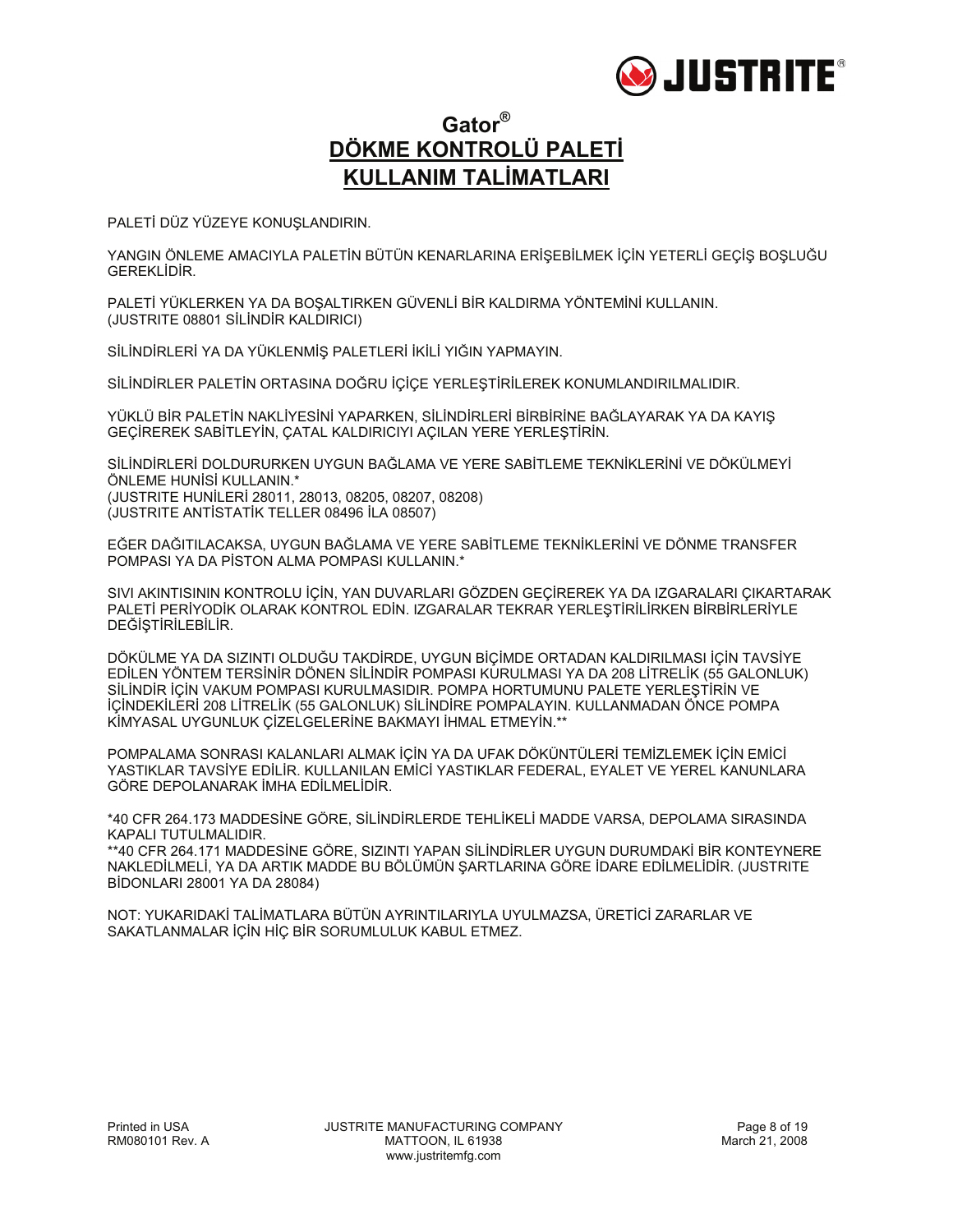# Gator®

# DÖKME KONTROLÜ PALETİ KULLANIM TALİMATLARI

PALETİ DÜZ YÜZEYE KONUŞLANDIRIN.

YANGIN ÖNLEME AMACIYLA PALETİN BÜTÜN KENARLARINA ERİŞEBİLMEK İÇİN YETERLİ GEÇİŞ BOŞLUĞU GEREKLİDİR.

PALETİ YÜKLERKEN YA DA BOŞALTIRKEN GÜVENLİ BİR KALDIRMA YÖNTEMİNİ KULLANIN. (JUSTRITE 08801 SİLİNDİR KALDIRICI)

SİLİNDİRLERİ YA DA YÜKLENMİŞ PALETLERİ İKİLİ YIĞIN YAPMAYIN.

SİLİNDİRLER PALETİN ORTASINA DOĞRU İÇİÇE YERLEŞTİRİLEREK KONUMLANDIRILMALIDIR.

YÜKLÜ BİR PALETİN NAKLİYESİNİ YAPARKEN, SİLİNDİRLERİ BİRBİRİNE BAĞLAYARAK YA DA KAYIŞ GEÇİREREK SABİTLEYİN, ÇATAL KALDIRICIYI AÇILAN YERE YERLEŞTİRİN.

SİLİNDİRLERİ DOLDURURKEN UYGUN BAĞLAMA VE YERE SABİTLEME TEKNİKLERİNİ VE DÖKÜLMEYİ ÖNLEME HUNİSİ KULLANIN.*
(JUSTRITE HUNİLERİ 28011, 28013, 08205, 08207, 08208)
(JUSTRITE ANTİSTATİK TELLER 08496 İLA 08507)

EĞER DAĞITILACAKSA, UYGUN BAĞLAMA VE YERE SABİTLEME TEKNİKLERİNİ VE DÖNME TRANSFER POMPASI YA DA PİSTON ALMA POMPASI KULLANIN.*

SIVI AKINTISININ KONTROLU İÇİN, YAN DUVARLARI GÖZDEN GEÇİREREK YA DA IZGARALARI ÇIKARTARAK PALETİ PERİYODİK OLARAK KONTROL EDİN. IZGARALAR TEKRAR YERLEŞTİRİLİRKEN BİRBİRLERİYLE DEĞİŞTİRİLEBİLİR.

DÖKÜLME YA DA SIZINTI OLDUĞU TAKDİRDE, UYGUN BİÇİMDE ORTADAN KALDIRILMASI İÇİN TAVSİYE EDİLEN YÖNTEM TERSİNİR DÖNEN SİLİNDİR POMPASI KURULMASI YA DA 208 LİTRELİK (55 GALONLUK) SİLİNDİR İÇİN VAKUM POMPASI KURULMASIDIR. POMPA HORTUMUNU PALETE YERLEŞTİRİN VE İÇİNDEKİLERİ 208 LİTRELİK (55 GALONLUK) SİLİNDİRE POMPALAYIN. KULLANMADAN ÖNCE POMPA KİMYASAL UYGUNLUK ÇİZELGELERİNE BAKMAYI İHMAL ETMEYİN.**

POMPALAMA SONRASI KALANLARI ALMAK İÇİN YA DA UFAK DÖKÜNTÜLERİ TEMİZLEMEK İÇİN EMİCİ YASTIKLAR TAVSİYE EDİLİR. KULLANILAN EMİCİ YASTIKLAR FEDERAL, EYALET VE YEREL KANUNLARA GÖRE DEPOLANARAK İMHA EDİLMELİDİR.

*40 CFR 264.173 MADDESİNE GÖRE, SİLİNDİRLERDE TEHLİKELİ MADDE VARSA, DEPOLAMA SIRASINDA KAPALI TUTULMALIDIR.
**40 CFR 264.171 MADDESİNE GÖRE, SIZINTI YAPAN SİLİNDİRLER UYGUN DURUMDAKİ BİR KONTEYNERE NAKLEDİLMELİ, YA DA ARTIK MADDE BU BÖLÜMÜN ŞARTLARINA GÖRE İDARE EDİLMELİDİR. (JUSTRITE BİDONLARI 28001 YA DA 28084)

NOT: YUKARIDAKİ TALİMATLARA BÜTÜN AYRINTILARIYLA UYULMAZSA, ÜRETİCİ ZARARLAR VE SAKATLANMALAR İÇİN HİÇ BİR SORUMLULUK KABUL ETMEZ.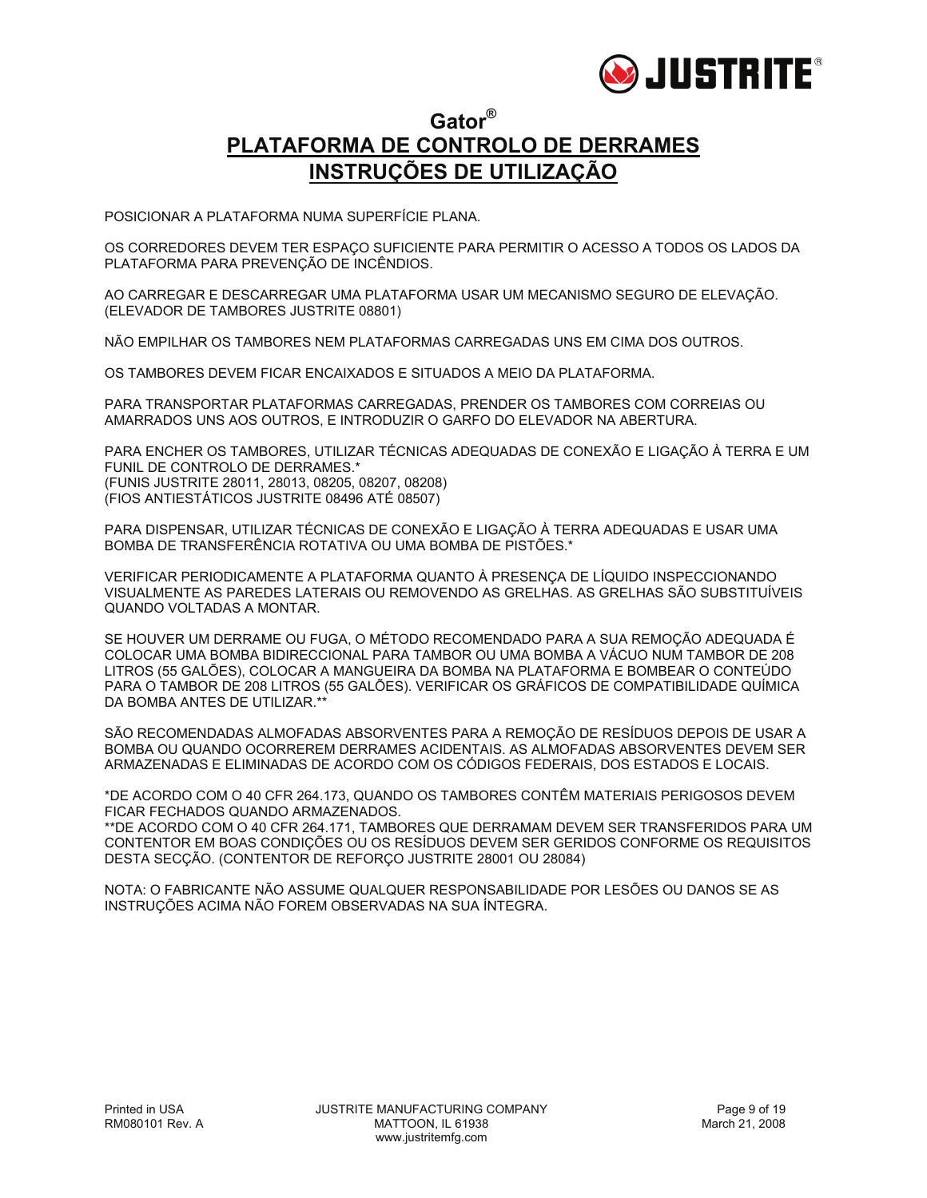# Gator®

## PLATAFORMA DE CONTROLO DE DERRAMES INSTRUÇÕES DE UTILIZAÇÃO

POSICIONAR A PLATAFORMA NUMA SUPERFÍCIE PLANA.

OS CORREDORES DEVEM TER ESPAÇO SUFICIENTE PARA PERMITIR O ACESSO A TODOS OS LADOS DA PLATAFORMA PARA PREVENÇÃO DE INCÊNDIOS.

AO CARREGAR E DESCARREGAR UMA PLATAFORMA USAR UM MECANISMO SEGURO DE ELEVAÇÃO. (ELEVADOR DE TAMBORES JUSTRITE 08801)

NÃO EMPILHAR OS TAMBORES NEM PLATAFORMAS CARREGADAS UNS EM CIMA DOS OUTROS.

OS TAMBORES DEVEM FICAR ENCAIXADOS E SITUADOS A MEIO DA PLATAFORMA.

PARA TRANSPORTAR PLATAFORMAS CARREGADAS, PRENDER OS TAMBORES COM CORREIAS OU AMARRADOS UNS AOS OUTROS, E INTRODUZIR O GARFO DO ELEVADOR NA ABERTURA.

PARA ENCHER OS TAMBORES, UTILIZAR TÉCNICAS ADEQUADAS DE CONEXÃO E LIGAÇÃO À TERRA E UM FUNIL DE CONTROLO DE DERRAMES.*
(FUNIS JUSTRITE 28011, 28013, 08205, 08207, 08208)
(FIOS ANTIESTÁTICOS JUSTRITE 08496 ATÉ 08507)

PARA DISPENSAR, UTILIZAR TÉCNICAS DE CONEXÃO E LIGAÇÃO À TERRA ADEQUADAS E USAR UMA BOMBA DE TRANSFERÊNCIA ROTATIVA OU UMA BOMBA DE PISTÕES.*

VERIFICAR PERIODICAMENTE A PLATAFORMA QUANTO À PRESENÇA DE LÍQUIDO INSPECCIONANDO VISUALMENTE AS PAREDES LATERAIS OU REMOVENDO AS GRELHAS. AS GRELHAS SÃO SUBSTITUÍVEIS QUANDO VOLTADAS A MONTAR.

SE HOUVER UM DERRAME OU FUGA, O MÉTODO RECOMENDADO PARA A SUA REMOÇÃO ADEQUADA É COLOCAR UMA BOMBA BIDIRECCIONAL PARA TAMBOR OU UMA BOMBA A VÁCUO NUM TAMBOR DE 208 LITROS (55 GALÕES), COLOCAR A MANGUEIRA DA BOMBA NA PLATAFORMA E BOMBEAR O CONTEÚDO PARA O TAMBOR DE 208 LITROS (55 GALÕES). VERIFICAR OS GRÁFICOS DE COMPATIBILIDADE QUÍMICA DA BOMBA ANTES DE UTILIZAR.**

SÃO RECOMENDADAS ALMOFADAS ABSORVENTES PARA A REMOÇÃO DE RESÍDUOS DEPOIS DE USAR A BOMBA OU QUANDO OCORREREM DERRAMES ACIDENTAIS. AS ALMOFADAS ABSORVENTES DEVEM SER ARMAZENADAS E ELIMINADAS DE ACORDO COM OS CÓDIGOS FEDERAIS, DOS ESTADOS E LOCAIS.

*DE ACORDO COM O 40 CFR 264.173, QUANDO OS TAMBORES CONTÊM MATERIAIS PERIGOSOS DEVEM FICAR FECHADOS QUANDO ARMAZENADOS.
**DE ACORDO COM O 40 CFR 264.171, TAMBORES QUE DERRAMAM DEVEM SER TRANSFERIDOS PARA UM CONTENTOR EM BOAS CONDIÇÕES OU OS RESÍDUOS DEVEM SER GERIDOS CONFORME OS REQUISITOS DESTA SECÇÃO. (CONTENTOR DE REFORÇO JUSTRITE 28001 OU 28084)

NOTA: O FABRICANTE NÃO ASSUME QUALQUER RESPONSABILIDADE POR LESÕES OU DANOS SE AS INSTRUÇÕES ACIMA NÃO FOREM OBSERVADAS NA SUA ÍNTEGRA.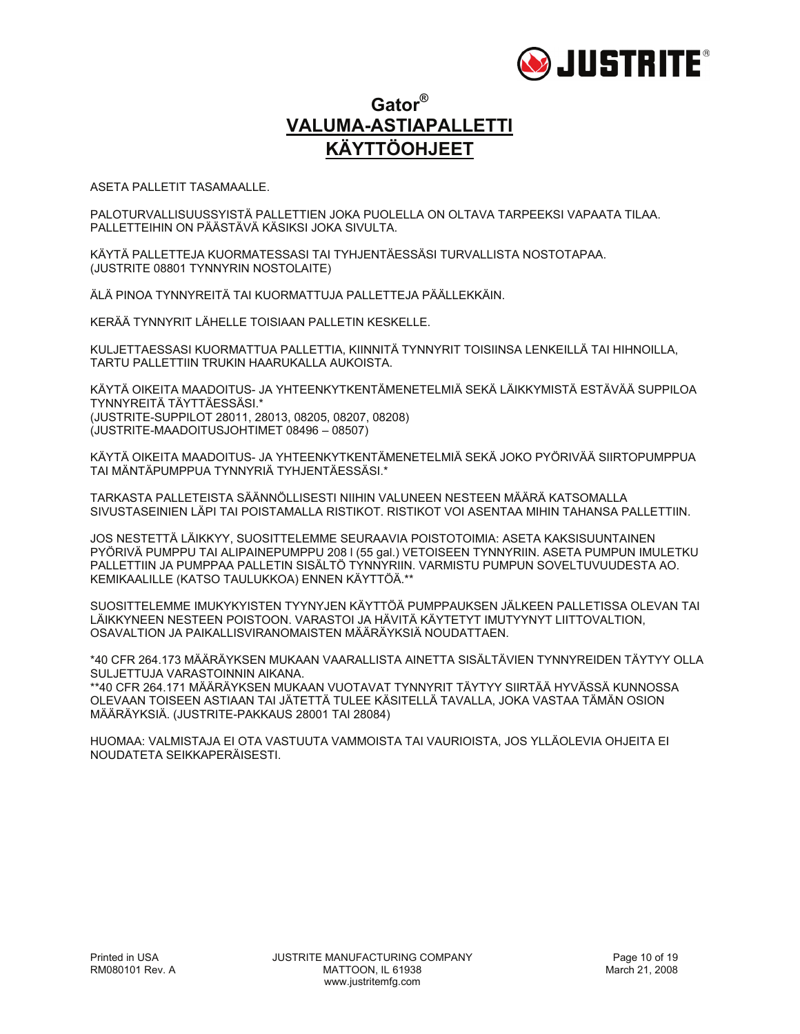# Gator®

## VALUMA-ASTIAPALLETTI

## KÄYTTÖOHJEET

ASETA PALLETIT TASAMAALLE.

PALOTURVALLISUUSSYISTÄ PALLETTIEN JOKA PUOLELLA ON OLTAVA TARPEEKSI VAPAATA TILAA. PALLETTEIHIN ON PÄÄSTÄVÄ KÄSIKSI JOKA SIVULTA.

KÄYTÄ PALLETTEJA KUORMATESSASI TAI TYHJENTÄESSÄSI TURVALLISTA NOSTOTAPAA. (JUSTRITE 08801 TYNNYRIN NOSTOLAITE)

ÄLÄ PINOA TYNNYREITÄ TAI KUORMATTUJA PALLETTEJA PÄÄLLEKKÄIN.

KERÄÄ TYNNYRIT LÄHELLE TOISIAAN PALLETIN KESKELLE.

KULJETTAESSASI KUORMATTUA PALLETTIA, KIINNITÄ TYNNYRIT TOISIINSA LENKEILLÄ TAI HIHNOILLA, TARTU PALLETTIIN TRUKIN HAARUKALLA AUKOISTA.

KÄYTÄ OIKEITA MAADOITUS- JA YHTEENKYTKENTÄMENETELMIÄ SEKÄ LÄIKKYMISTÄ ESTÄVÄÄ SUPPILOA TYNNYREITÄ TÄYTTÄESSÄSI.*
(JUSTRITE-SUPPILOT 28011, 28013, 08205, 08207, 08208)
(JUSTRITE-MAADOITUSJOHTIMET 08496 – 08507)

KÄYTÄ OIKEITA MAADOITUS- JA YHTEENKYTKENTÄMENETELMIÄ SEKÄ JOKO PYÖRIVÄÄ SIIRTOPUMPPUA TAI MÄNTÄPUMPPUA TYNNYRIÄ TYHJENTÄESSÄSI.*

TARKASTA PALLETEISTA SÄÄNNÖLLISESTI NIIHIN VALUNEEN NESTEEN MÄÄRÄ KATSOMALLA SIVUSTASEINIEN LÄPI TAI POISTAMALLA RISTIKOT. RISTIKOT VOI ASENTAA MIHIN TAHANSA PALLETTIIN.

JOS NESTETTÄ LÄIKKYY, SUOSITTELEMME SEURAAVIA POISTOTOIMIA: ASETA KAKSISUUNTAINEN PYÖRIVÄ PUMPPU TAI ALIPAINEPUMPPU 208 l (55 gal.) VETOISEEN TYNNYRIIN. ASETA PUMPUN IMULETKU PALLETTIIN JA PUMPPAA PALLETIN SISÄLTÖ TYNNYRIIN. VARMISTU PUMPUN SOVELTUVUUDESTA AO. KEMIKAALILLE (KATSO TAULUKKOA) ENNEN KÄYTTÖÄ.**

SUOSITTELEMME IMUKYKYISTEN TYYNYJEN KÄYTTÖÄ PUMPPAUKSEN JÄLKEEN PALLETISSA OLEVAN TAI LÄIKKYNEEN NESTEEN POISTOON. VARASTOI JA HÄVITÄ KÄYTETYT IMUTYYNYT LIITTOVALTION, OSAVALTION JA PAIKALLISVIRANOMAISTEN MÄÄRÄYKSIÄ NOUDATTAEN.

*40 CFR 264.173 MÄÄRÄYKSEN MUKAAN VAARALLISTA AINETTA SISÄLTÄVIEN TYNNYREIDEN TÄYTYY OLLA SULJETTUJA VARASTOINNIN AIKANA.
**40 CFR 264.171 MÄÄRÄYKSEN MUKAAN VUOTAVAT TYNNYRIT TÄYTYY SIIRTÄÄ HYVÄSSÄ KUNNOSSA OLEVAAN TOISEEN ASTIAAN TAI JÄTETTÄ TULEE KÄSITELLÄ TAVALLA, JOKA VASTAA TÄMÄN OSION MÄÄRÄYKSIÄ. (JUSTRITE-PAKKAUS 28001 TAI 28084)

HUOMAA: VALMISTAJA EI OTA VASTUUTA VAMMOISTA TAI VAURIOISTA, JOS YLLÄOLEVIA OHJEITA EI NOUDATETA SEIKKAPERÄISESTI.

Printed in USA
RM080101 Rev. A

JUSTRITE MANUFACTURING COMPANY
MATTOON, IL 61938
www.justritemfg.com

March 21, 2008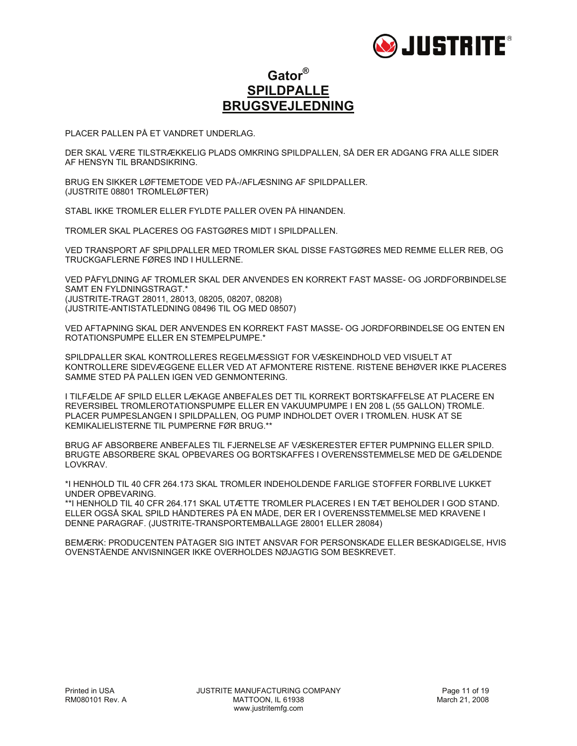# Gator®
# SPILDPALLE
# BRUGSVEJLEDNING

PLACER PALLEN PÅ ET VANDRET UNDERLAG.

DER SKAL VÆRE TILSTRÆKKELIG PLADS OMKRING SPILDPALLEN, SÅ DER ER ADGANG FRA ALLE SIDER AF HENSYN TIL BRANDSIKRING.

BRUG EN SIKKER LØFTEMETODE VED PÅ-/AFLÆSNING AF SPILDPALLER. (JUSTRITE 08801 TROMLELØFTER)

STABL IKKE TROMLER ELLER FYLDTE PALLER OVEN PÅ HINANDEN.

TROMLER SKAL PLACERES OG FASTGØRES MIDT I SPILDPALLEN.

VED TRANSPORT AF SPILDPALLER MED TROMLER SKAL DISSE FASTGØRES MED REMME ELLER REB, OG TRUCKGAFLERNE FØRES IND I HULLERNE.

VED PÅFYLDNING AF TROMLER SKAL DER ANVENDES EN KORREKT FAST MASSE- OG JORDFORBINDELSE SAMT EN FYLDNINGSTRAGT.*
(JUSTRITE-TRAGT 28011, 28013, 08205, 08207, 08208)
(JUSTRITE-ANTISTATLEDNING 08496 TIL OG MED 08507)

VED AFTAPNING SKAL DER ANVENDES EN KORREKT FAST MASSE- OG JORDFORBINDELSE OG ENTEN EN ROTATIONSPUMPE ELLER EN STEMPELPUMPE.*

SPILDPALLER SKAL KONTROLLERES REGELMÆSSIGT FOR VÆSKEINDHOLD VED VISUELT AT KONTROLLERE SIDEVÆGGENE ELLER VED AT AFMONTERE RISTENE. RISTENE BEHØVER IKKE PLACERES SAMME STED PÅ PALLEN IGEN VED GENMONTERING.

I TILFÆLDE AF SPILD ELLER LÆKAGE ANBEFALES DET TIL KORREKT BORTSKAFFELSE AT PLACERE EN REVERSIBEL TROMLEROTATIONSPUMPE ELLER EN VAKUUMPUMPE I EN 208 L (55 GALLON) TROMLE. PLACER PUMPESLANGEN I SPILDPALLEN, OG PUMP INDHOLDET OVER I TROMLEN. HUSK AT SE KEMIKALIELISTERNE TIL PUMPERNE FØR BRUG.**

BRUG AF ABSORBERE ANBEFALES TIL FJERNELSE AF VÆSKERESTER EFTER PUMPNING ELLER SPILD. BRUGTE ABSORBERE SKAL OPBEVARES OG BORTSKAFFES I OVERENSSTEMMELSE MED DE GÆLDENDE LOVKRAV.

*I HENHOLD TIL 40 CFR 264.173 SKAL TROMLER INDEHOLDENDE FARLIGE STOFFER FORBLIVE LUKKET UNDER OPBEVARING.
**I HENHOLD TIL 40 CFR 264.171 SKAL UTÆTTE TROMLER PLACERES I EN TÆT BEHOLDER I GOD STAND. ELLER OGSÅ SKAL SPILD HÅNDTERES PÅ EN MÅDE, DER ER I OVERENSSTEMMELSE MED KRAVENE I DENNE PARAGRAF. (JUSTRITE-TRANSPORTEMBALLAGE 28001 ELLER 28084)

BEMÆRK: PRODUCENTEN PÅTAGER SIG INTET ANSVAR FOR PERSONSKADE ELLER BESKADIGELSE, HVIS OVENSTÅENDE ANVISNINGER IKKE OVERHOLDES NØJAGTIG SOM BESKREVET.

Printed in USA
RM080101 Rev. A

JUSTRITE MANUFACTURING COMPANY
MATTOON, IL 61938
www.justritemfg.com

March 21, 2008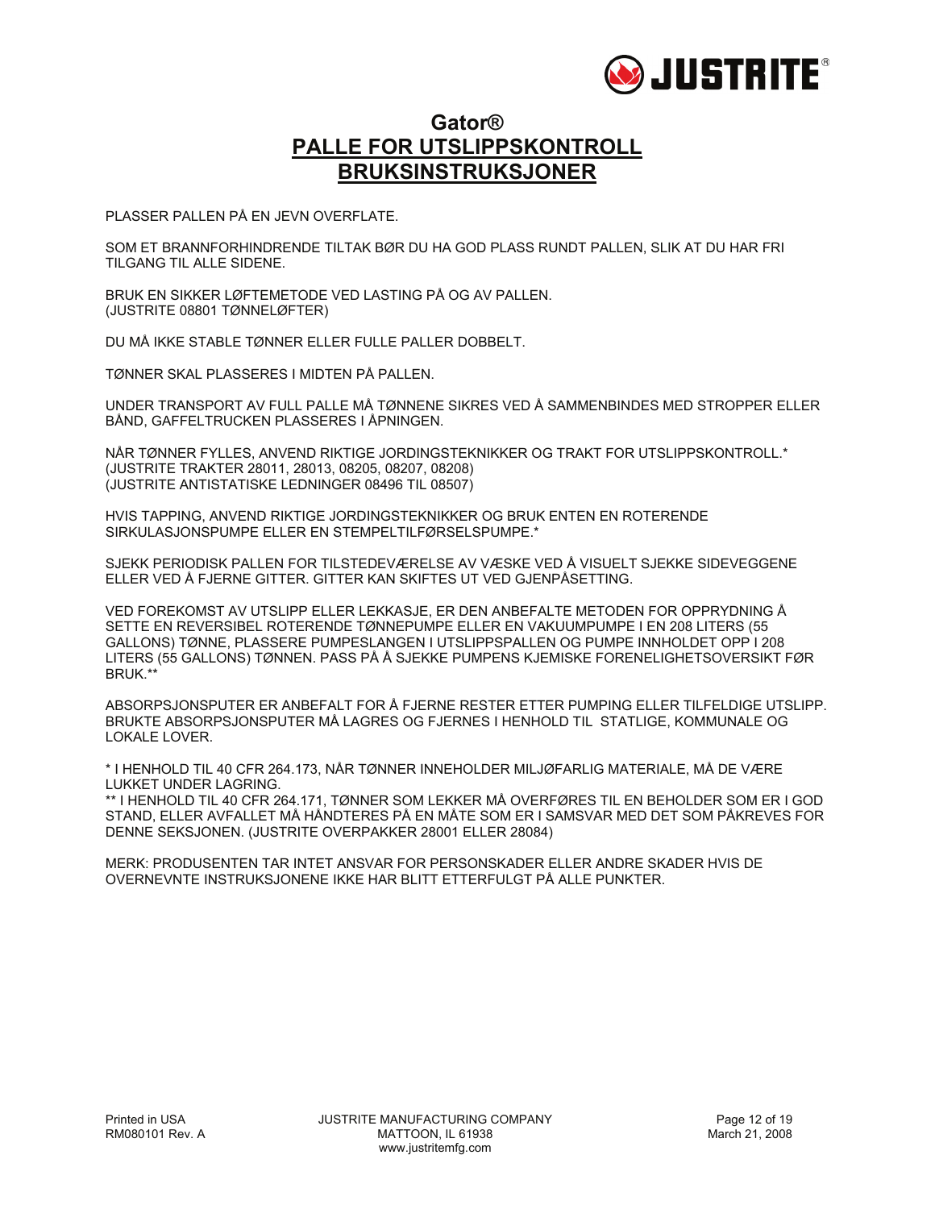# Gator®

## PALLE FOR UTSLIPPSKONTROLL

## BRUKSINSTRUKSJONER

PLASSER PALLEN PÅ EN JEVN OVERFLATE.

SOM ET BRANNFORHINDRENDE TILTAK BØR DU HA GOD PLASS RUNDT PALLEN, SLIK AT DU HAR FRI TILGANG TIL ALLE SIDENE.

BRUK EN SIKKER LØFTEMETODE VED LASTING PÅ OG AV PALLEN.
(JUSTRITE 08801 TØNNELØFTER)

DU MÅ IKKE STABLE TØNNER ELLER FULLE PALLER DOBBELT.

TØNNER SKAL PLASSERES I MIDTEN PÅ PALLEN.

UNDER TRANSPORT AV FULL PALLE MÅ TØNNENE SIKRES VED Å SAMMENBINDES MED STROPPER ELLER BÅND, GAFFELTRUCKEN PLASSERES I ÅPNINGEN.

NÅR TØNNER FYLLES, ANVEND RIKTIGE JORDINGSTEKNIKKER OG TRAKT FOR UTSLIPPSKONTROLL.*
(JUSTRITE TRAKTER 28011, 28013, 08205, 08207, 08208)
(JUSTRITE ANTISTATISKE LEDNINGER 08496 TIL 08507)

HVIS TAPPING, ANVEND RIKTIGE JORDINGSTEKNIKKER OG BRUK ENTEN EN ROTERENDE SIRKULASJONSPUMPE ELLER EN STEMPELTILFØRSELSPUMPE.*

SJEKK PERIODISK PALLEN FOR TILSTEDEVÆRELSE AV VÆSKE VED Å VISUELT SJEKKE SIDEVEGGENE ELLER VED Å FJERNE GITTER. GITTER KAN SKIFTES UT VED GJENPÅSETTING.

VED FOREKOMST AV UTSLIPP ELLER LEKKASJE, ER DEN ANBEFALTE METODEN FOR OPPRYDNING Å SETTE EN REVERSIBEL ROTERENDE TØNNEPUMPE ELLER EN VAKUUMPUMPE I EN 208 LITERS (55 GALLONS) TØNNE, PLASSERE PUMPESLANGEN I UTSLIPPSPALLEN OG PUMPE INNHOLDET OPP I 208 LITERS (55 GALLONS) TØNNEN. PASS PÅ Å SJEKKE PUMPENS KJEMISKE FORENELIGHETSOVERSIKT FØR BRUK.**

ABSORPSJONSPUTER ER ANBEFALT FOR Å FJERNE RESTER ETTER PUMPING ELLER TILFELDIGE UTSLIPP. BRUKTE ABSORPSJONSPUTER MÅ LAGRES OG FJERNES I HENHOLD TIL STATLIGE, KOMMUNALE OG LOKALE LOVER.

* I HENHOLD TIL 40 CFR 264.173, NÅR TØNNER INNEHOLDER MILJØFARLIG MATERIALE, MÅ DE VÆRE LUKKET UNDER LAGRING.
** I HENHOLD TIL 40 CFR 264.171, TØNNER SOM LEKKER MÅ OVERFØRES TIL EN BEHOLDER SOM ER I GOD STAND, ELLER AVFALLET MÅ HÅNDTERES PÅ EN MÅTE SOM ER I SAMSVAR MED DET SOM PÅKREVES FOR DENNE SEKSJONEN. (JUSTRITE OVERPAKKER 28001 ELLER 28084)

MERK: PRODUSENTEN TAR INTET ANSVAR FOR PERSONSKADER ELLER ANDRE SKADER HVIS DE OVERNEVNTE INSTRUKSJONENE IKKE HAR BLITT ETTERFULGT PÅ ALLE PUNKTER.

Printed in USA
RM080101 Rev. A

JUSTRITE MANUFACTURING COMPANY
MATTOON, IL 61938
www.justritemfg.com

March 21, 2008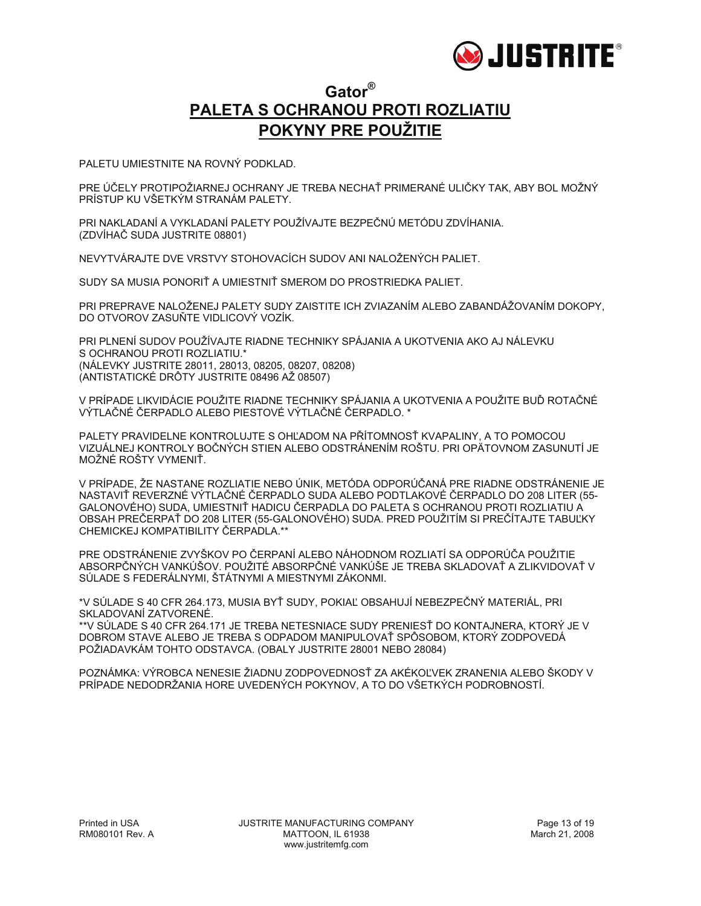# Gator®

# PALETA S OCHRANOU PROTI ROZLIATIU
# POKYNY PRE POUŽITIE

PALETU UMIESTNITE NA ROVNÝ PODKLAD.

PRE ÚČELY PROTIPOŽIARNEJ OCHRANY JE TREBA NECHAŤ PRIMERANÉ ULIČKY TAK, ABY BOL MOŽNÝ PRÍSTUP KU VŠETKÝM STRANÁM PALETY.

PRI NAKLADANÍ A VYKLADANÍ PALETY POUŽÍVAJTE BEZPEČNÚ METÓDU ZDVÍHANIA. (ZDVÍHAČ SUDA JUSTRITE 08801)

NEVYTVÁRAJTE DVE VRSTVY STOHOVACÍCH SUDOV ANI NALOŽENÝCH PALIET.

SUDY SA MUSIA PONORIŤ A UMIESTNIŤ SMEROM DO PROSTRIEDKA PALIET.

PRI PREPRAVE NALOŽENEJ PALETY SUDY ZAISTITE ICH ZVIAZANÍM ALEBO ZABANDÁŽOVANÍM DOKOPY, DO OTVOROV ZASUŇTE VIDLICOVÝ VOZÍK.

PRI PLNENÍ SUDOV POUŽÍVAJTE RIADNE TECHNIKY SPÁJANIA A UKOTVENIA AKO AJ NÁLEVKU S OCHRANOU PROTI ROZLIATIU.*
(NÁLEVKY JUSTRITE 28011, 28013, 08205, 08207, 08208)
(ANTISTATICKÉ DRÔTY JUSTRITE 08496 AŽ 08507)

V PRÍPADE LIKVIDÁCIE POUŽITE RIADNE TECHNIKY SPÁJANIA A UKOTVENIA A POUŽITE BUĎ ROTAČNÉ VÝTLAČNÉ ČERPADLO ALEBO PIESTOVÉ VÝTLAČNÉ ČERPADLO. *

PALETY PRAVIDELNE KONTROLUJTE S OHĽADOM NA PŘÍTOMNOSŤ KVAPALINY, A TO POMOCOU VIZUÁLNEJ KONTROLY BOČNÝCH STIEN ALEBO ODSTRÁNENÍM ROŠTU. PRI OPÄTOVNOM ZASUNUTÍ JE MOŽNÉ ROŠTY VYMENIŤ.

V PRÍPADE, ŽE NASTANE ROZLIATIE NEBO ÚNIK, METÓDA ODPORÚČANÁ PRE RIADNE ODSTRÁNENIE JE NASTAVIŤ REVERZNÉ VÝTLAČNÉ ČERPADLO SUDA ALEBO PODTLAKOVÉ ČERPADLO DO 208 LITER (55-GALONOVÉHO) SUDA, UMIESTNIŤ HADICU ČERPADLA DO PALETA S OCHRANOU PROTI ROZLIATIU A OBSAH PREČERPAŤ DO 208 LITER (55-GALONOVÉHO) SUDA. PRED POUŽITÍM SI PREČÍTAJTE TABUĽKY CHEMICKEJ KOMPATIBILITY ČERPADLA.**

PRE ODSTRÁNENIE ZVYŠKOV PO ČERPANÍ ALEBO NÁHODNOM ROZLIATÍ SA ODPORÚČA POUŽITIE ABSORPČNÝCH VANKÚŠOV. POUŽITÉ ABSORPČNÉ VANKÚŠE JE TREBA SKLADOVAŤ A ZLIKVIDOVAŤ V SÚLADE S FEDERÁLNYMI, ŠTÁTNYMI A MIESTNYMI ZÁKONMI.

*V SÚLADE S 40 CFR 264.173, MUSIA BYŤ SUDY, POKIAĽ OBSAHUJÍ NEBEZPEČNÝ MATERIÁL, PRI SKLADOVANÍ ZATVORENÉ.
**V SÚLADE S 40 CFR 264.171 JE TREBA NETESNIACE SUDY PRENIESŤ DO KONTAJNERA, KTORÝ JE V DOBROM STAVE ALEBO JE TREBA S ODPADOM MANIPULOVAŤ SPÔSOBOM, KTORÝ ZODPOVEDÁ POŽIADAVKÁM TOHTO ODSTAVCA. (OBALY JUSTRITE 28001 NEBO 28084)

POZNÁMKA: VÝROBCA NENESIE ŽIADNU ZODPOVEDNOSŤ ZA AKÉKOĽVEK ZRANENIA ALEBO ŠKODY V PRÍPADE NEDODRŽANIA HORE UVEDENÝCH POKYNOV, A TO DO VŠETKÝCH PODROBNOSTÍ.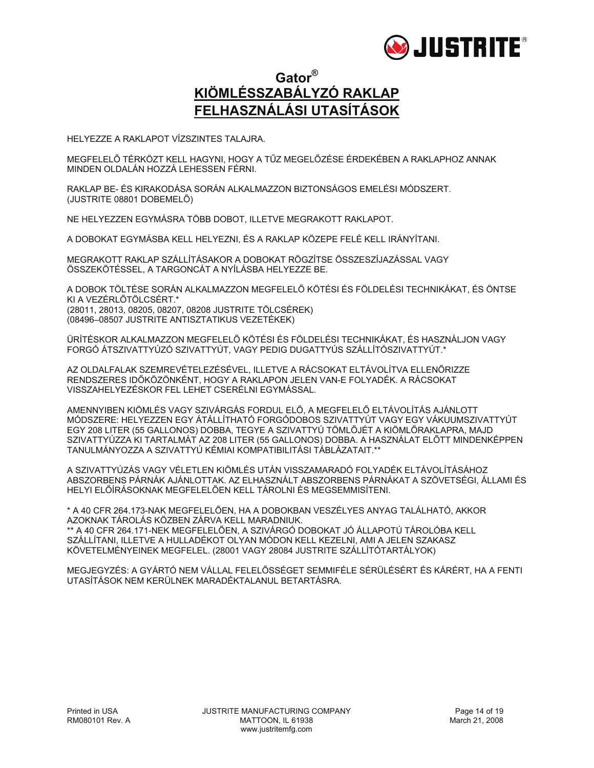# Gator®
# KIÖMLÉSSZABÁLYZÓ RAKLAP
# FELHASZNÁLÁSI UTASÍTÁSOK

HELYEZZE A RAKLAPOT VÍZSZINTES TALAJRA.

MEGFELELŐ TÉRKÖZT KELL HAGYNI, HOGY A TŰZ MEGELŐZÉSE ÉRDEKÉBEN A RAKLAPHOZ ANNAK MINDEN OLDALÁN HOZZÁ LEHESSEN FÉRNI.

RAKLAP BE- ÉS KIRAKODÁSA SORÁN ALKALMAZZON BIZTONSÁGOS EMELÉSI MÓDSZERT. (JUSTRITE 08801 DOBEMELŐ)

NE HELYEZZEN EGYMÁSRA TÖBB DOBOT, ILLETVE MEGRAKOTT RAKLAPOT.

A DOBOKAT EGYMÁSBA KELL HELYEZNI, ÉS A RAKLAP KÖZEPE FELÉ KELL IRÁNYÍTANI.

MEGRAKOTT RAKLAP SZÁLLÍTÁSAKOR A DOBOKAT RÖGZÍTSE ÖSSZESZÍJAZÁSSAL VAGY ÖSSZEKÖTÉSSEL, A TARGONCÁT A NYÍLÁSBA HELYEZZE BE.

A DOBOK TÖLTÉSE SORÁN ALKALMAZZON MEGFELELŐ KÖTÉSI ÉS FÖLDELÉSI TECHNIKÁKAT, ÉS ÖNTSE KI A VEZÉRLŐTÖLCSÉRT.*
(28011, 28013, 08205, 08207, 08208 JUSTRITE TÖLCSÉREK)
(08496–08507 JUSTRITE ANTISZTATIKUS VEZETÉKEK)

ÜRÍTÉSKOR ALKALMAZZON MEGFELELŐ KÖTÉSI ÉS FÖLDELÉSI TECHNIKÁKAT, ÉS HASZNÁLJON VAGY FORGÓ ÁTSZIVATTYÚZÓ SZIVATTYÚT, VAGY PEDIG DUGATTYÚS SZÁLLÍTÓSZIVATTYÚT.*

AZ OLDALFALAK SZEMREVÉTELEZÉSÉVEL, ILLETVE A RÁCSOKAT ELTÁVOLÍTVA ELLENŐRIZZE RENDSZERES IDŐKÖZÖNKÉNT, HOGY A RAKLAPON JELEN VAN-E FOLYADÉK. A RÁCSOKAT VISSZAHELYEZÉSKOR FEL LEHET CSERÉLNI EGYMÁSSAL.

AMENNYIBEN KIÖMLÉS VAGY SZIVÁRGÁS FORDUL ELŐ, A MEGFELELŐ ELTÁVOLÍTÁS AJÁNLOTT MÓDSZERE: HELYEZZEN EGY ÁTÁLLÍTHATÓ FORGÓDOBOS SZIVATTYÚT VAGY EGY VÁKUUMSZIVATTYÚT EGY 208 LITER (55 GALLONOS) DOBBA, TEGYE A SZIVATTYÚ TÖMLŐJÉT A KIÖMLŐRAKLAPRA, MAJD SZIVATTYÚZZA KI TARTALMÁT AZ 208 LITER (55 GALLONOS) DOBBA. A HASZNÁLAT ELŐTT MINDENKÉPPEN TANULMÁNYOZZA A SZIVATTYÚ KÉMIAI KOMPATIBILITÁSI TÁBLÁZATAIT.**

A SZIVATTYÚZÁS VAGY VÉLETLEN KIÖMLÉS UTÁN VISSZAMARADÓ FOLYADÉK ELTÁVOLÍTÁSÁHOZ ABSZORBENS PÁRNÁK AJÁNLOTTAK. AZ ELHASZNÁLT ABSZORBENS PÁRNÁKAT A SZÖVETSÉGI, ÁLLAMI ÉS HELYI ELŐÍRÁSOKNAK MEGFELELŐEN KELL TÁROLNI ÉS MEGSEMMISÍTENI.

* A 40 CFR 264.173-NAK MEGFELELŐEN, HA A DOBOKBAN VESZÉLYES ANYAG TALÁLHATÓ, AKKOR AZOKNAK TÁROLÁS KÖZBEN ZÁRVA KELL MARADNIUK.
** A 40 CFR 264.171-NEK MEGFELELŐEN, A SZIVÁRGÓ DOBOKAT JÓ ÁLLAPOTÚ TÁROLÓBA KELL SZÁLLÍTANI, ILLETVE A HULLADÉKOT OLYAN MÓDON KELL KEZELNI, AMI A JELEN SZAKASZ KÖVETELMÉNYEINEK MEGFELEL. (28001 VAGY 28084 JUSTRITE SZÁLLÍTÓTARTÁLYOK)

MEGJEGYZÉS: A GYÁRTÓ NEM VÁLLAL FELELŐSSÉGET SEMMIFÉLE SÉRÜLÉSÉRT ÉS KÁRÉRT, HA A FENTI UTASÍTÁSOK NEM KERÜLNEK MARADÉKTALANUL BETARTÁSRA.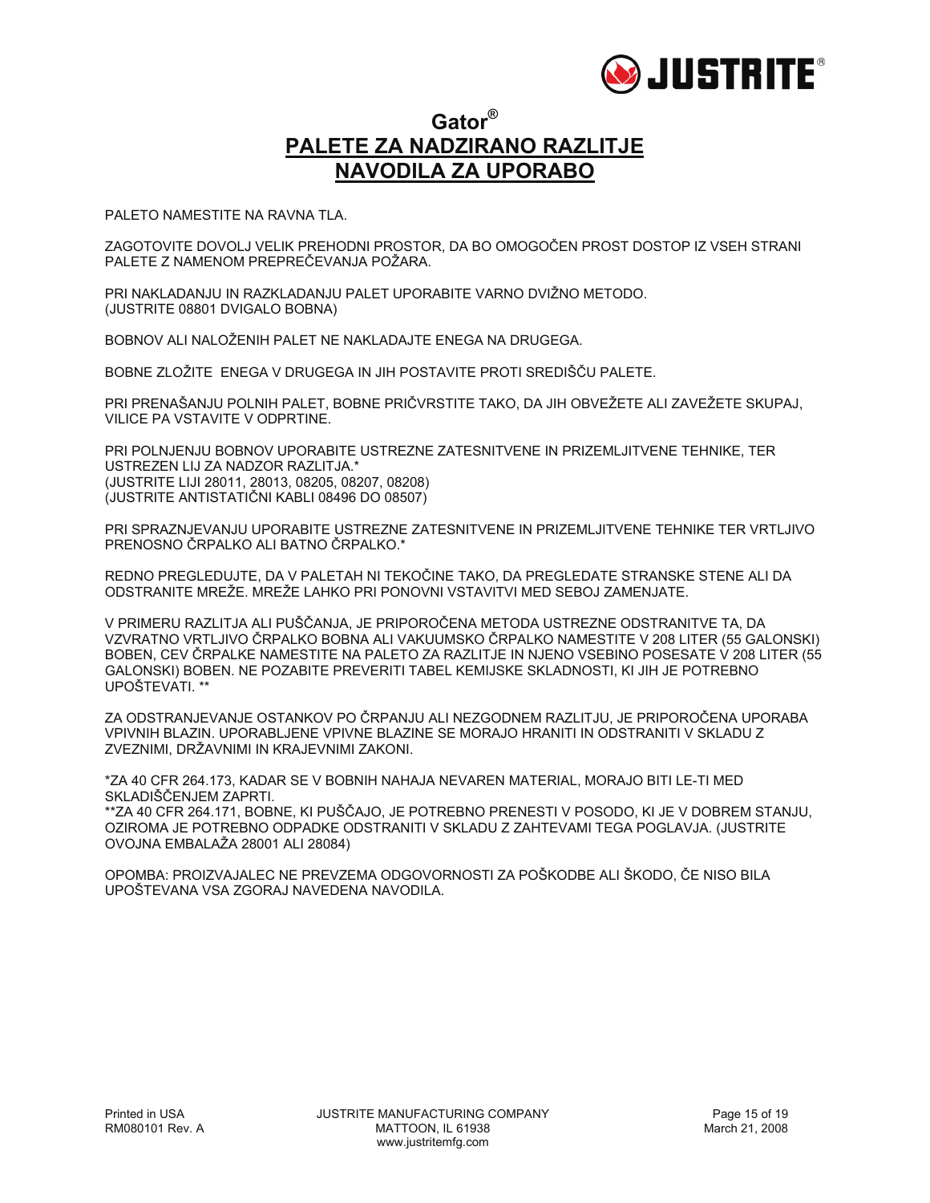# Gator®

## PALETE ZA NADZIRANO RAZLITJE

## NAVODILA ZA UPORABO

PALETO NAMESTITE NA RAVNA TLA.

ZAGOTOVITE DOVOLJ VELIK PREHODNI PROSTOR, DA BO OMOGOČEN PROST DOSTOP IZ VSEH STRANI PALETE Z NAMENOM PREPREČEVANJA POŽARA.

PRI NAKLADANJU IN RAZKLADANJU PALET UPORABITE VARNO DVIŽNO METODO. (JUSTRITE 08801 DVIGALO BOBNA)

BOBNOV ALI NALOŽENIH PALET NE NAKLADAJTE ENEGA NA DRUGEGA.

BOBNE ZLOŽITE ENEGA V DRUGEGA IN JIH POSTAVITE PROTI SREDIŠČU PALETE.

PRI PRENAŠANJU POLNIH PALET, BOBNE PRIČVRSTITE TAKO, DA JIH OBVEŽETE ALI ZAVEŽETE SKUPAJ, VILICE PA VSTAVITE V ODPRTINE.

PRI POLNJENJU BOBNOV UPORABITE USTREZNE ZATESNITVENE IN PRIZEMLJITVENE TEHNIKE, TER USTREZEN LIJ ZA NADZOR RAZLITJA.*
(JUSTRITE LIJI 28011, 28013, 08205, 08207, 08208)
(JUSTRITE ANTISTATIČNI KABLI 08496 DO 08507)

PRI SPRAZNJEVANJU UPORABITE USTREZNE ZATESNITVENE IN PRIZEMLJITVENE TEHNIKE TER VRTLJIVO PRENOSNO ČRPALKO ALI BATNO ČRPALKO.*

REDNO PREGLEDUJTE, DA V PALETAH NI TEKOČINE TAKO, DA PREGLEDATE STRANSKE STENE ALI DA ODSTRANITE MREŽE. MREŽE LAHKO PRI PONOVNI VSTAVITVI MED SEBOJ ZAMENJATE.

V PRIMERU RAZLITJA ALI PUŠČANJA, JE PRIPOROČENA METODA USTREZNE ODSTRANITVE TA, DA VZVRATNO VRTLJIVO ČRPALKO BOBNA ALI VAKUUMSKO ČRPALKO NAMESTITE V 208 LITER (55 GALONSKI) BOBEN, CEV ČRPALKE NAMESTITE NA PALETO ZA RAZLITJE IN NJENO VSEBINO POSESATE V 208 LITER (55 GALONSKI) BOBEN. NE POZABITE PREVERITI TABEL KEMIJSKE SKLADNOSTI, KI JIH JE POTREBNO UPOŠTEVATI. **

ZA ODSTRANJEVANJE OSTANKOV PO ČRPANJU ALI NEZGODNEM RAZLITJU, JE PRIPOROČENA UPORABA VPIVNIH BLAZIN. UPORABLJENE VPIVNE BLAZINE SE MORAJO HRANITI IN ODSTRANITI V SKLADU Z ZVEZNIMI, DRŽAVNIMI IN KRAJEVNIMI ZAKONI.

*ZA 40 CFR 264.173, KADAR SE V BOBNIH NAHAJA NEVAREN MATERIAL, MORAJO BITI LE-TI MED SKLADIŠČENJEM ZAPRTI.
**ZA 40 CFR 264.171, BOBNE, KI PUŠČAJO, JE POTREBNO PRENESTI V POSODO, KI JE V DOBREM STANJU, OZIROMA JE POTREBNO ODPADKE ODSTRANITI V SKLADU Z ZAHTEVAMI TEGA POGLAVJA. (JUSTRITE OVOJNA EMBALAŽA 28001 ALI 28084)

OPOMBA: PROIZVAJALEC NE PREVZEMA ODGOVORNOSTI ZA POŠKODBE ALI ŠKODO, ČE NISO BILA UPOŠTEVANA VSA ZGORAJ NAVEDENA NAVODILA.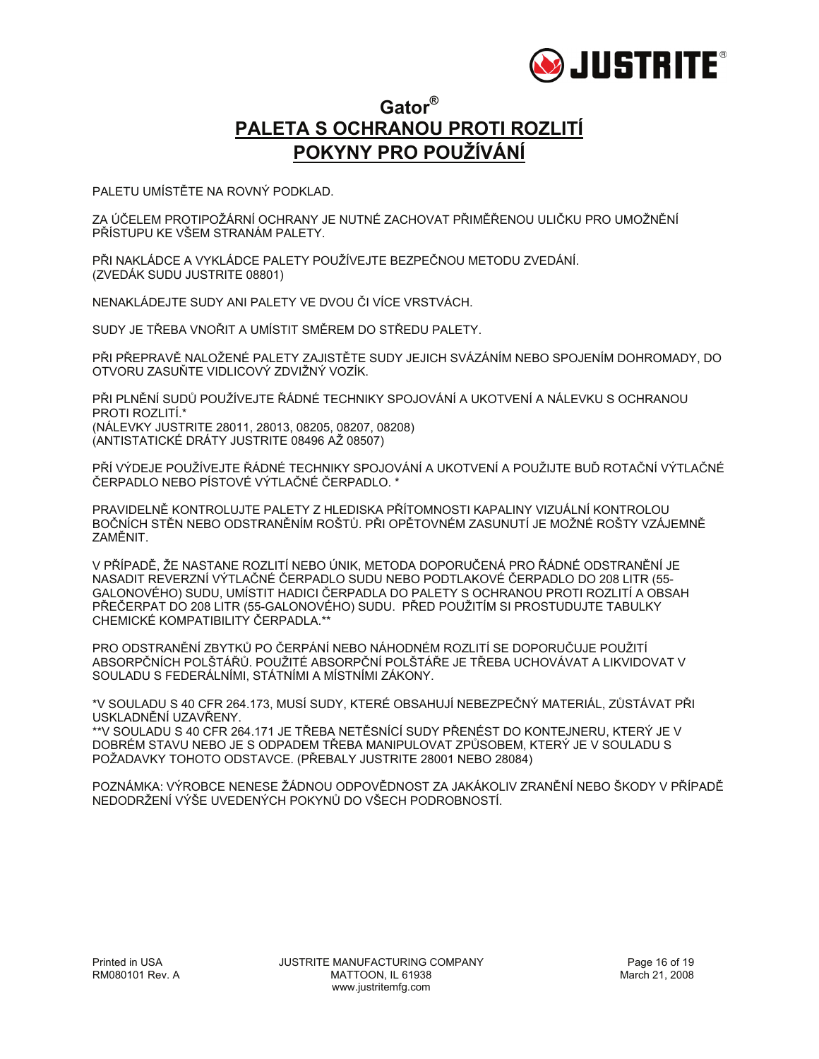# Gator®

## PALETA S OCHRANOU PROTI ROZLITÍ

## POKYNY PRO POUŽÍVÁNÍ

PALETU UMÍSTĚTE NA ROVNÝ PODKLAD.

ZA ÚČELEM PROTIPOŽÁRNÍ OCHRANY JE NUTNÉ ZACHOVAT PŘIMĚŘENOU ULIČKU PRO UMOŽNĚNÍ PŘÍSTUPU KE VŠEM STRANÁM PALETY.

PŘI NAKLÁDCE A VYKLÁDCE PALETY POUŽÍVEJTE BEZPEČNOU METODU ZVEDÁNÍ. (ZVEDÁK SUDU JUSTRITE 08801)

NENAKLÁDEJTE SUDY ANI PALETY VE DVOU ČI VÍCE VRSTVÁCH.

SUDY JE TŘEBA VNOŘIT A UMÍSTIT SMĚREM DO STŘEDU PALETY.

PŘI PŘEPRAVĚ NALOŽENÉ PALETY ZAJISTĚTE SUDY JEJICH SVÁZÁNÍM NEBO SPOJENÍM DOHROMADY, DO OTVORU ZASUŇTE VIDLICOVÝ ZDVIŽNÝ VOZÍK.

PŘI PLNĚNÍ SUDŮ POUŽÍVEJTE ŘÁDNÉ TECHNIKY SPOJOVÁNÍ A UKOTVENÍ A NÁLEVKU S OCHRANOU PROTI ROZLITÍ.*
(NÁLEVKY JUSTRITE 28011, 28013, 08205, 08207, 08208)
(ANTISTATICKÉ DRÁTY JUSTRITE 08496 AŽ 08507)

PŘÍ VÝDEJE POUŽÍVEJTE ŘÁDNÉ TECHNIKY SPOJOVÁNÍ A UKOTVENÍ A POUŽIJTE BUĎ ROTAČNÍ VÝTLAČNÉ ČERPADLO NEBO PÍSTOVÉ VÝTLAČNÉ ČERPADLO. *

PRAVIDELNĚ KONTROLUJTE PALETY Z HLEDISKA PŘÍTOMNOSTI KAPALINY VIZUÁLNÍ KONTROLOU BOČNÍCH STĚN NEBO ODSTRANĚNÍM ROŠTŮ. PŘI OPĚTOVNÉM ZASUNUTÍ JE MOŽNÉ ROŠTY VZÁJEMNĚ ZAMĚNIT.

V PŘÍPADĚ, ŽE NASTANE ROZLITÍ NEBO ÚNIK, METODA DOPORUČENÁ PRO ŘÁDNÉ ODSTRANĚNÍ JE NASADIT REVERZNÍ VÝTLAČNÉ ČERPADLO SUDU NEBO PODTLAKOVÉ ČERPADLO DO 208 LITR (55-GALONOVÉHO) SUDU, UMÍSTIT HADICI ČERPADLA DO PALETY S OCHRANOU PROTI ROZLITÍ A OBSAH PŘEČERPAT DO 208 LITR (55-GALONOVÉHO) SUDU. PŘED POUŽITÍM SI PROSTUDUJTE TABULKY CHEMICKÉ KOMPATIBILITY ČERPADLA.**

PRO ODSTRANĚNÍ ZBYTKŮ PO ČERPÁNÍ NEBO NÁHODNÉM ROZLITÍ SE DOPORUČUJE POUŽITÍ ABSORPČNÍCH POLŠTÁŘŮ. POUŽITÉ ABSORPČNÍ POLŠTÁŘE JE TŘEBA UCHOVÁVAT A LIKVIDOVAT V SOULADU S FEDERÁLNÍMI, STÁTNÍMI A MÍSTNÍMI ZÁKONY.

*V SOULADU S 40 CFR 264.173, MUSÍ SUDY, KTERÉ OBSAHUJÍ NEBEZPEČNÝ MATERIÁL, ZŮSTÁVAT PŘI USKLADNĚNÍ UZAVŘENY.
**V SOULADU S 40 CFR 264.171 JE TŘEBA NETĚSNÍCÍ SUDY PŘENÉST DO KONTEJNERU, KTERÝ JE V DOBRÉM STAVU NEBO JE S ODPADEM TŘEBA MANIPULOVAT ZPŮSOBEM, KTERÝ JE V SOULADU S POŽADAVKY TOHOTO ODSTAVCE. (PŘEBALY JUSTRITE 28001 NEBO 28084)

POZNÁMKA: VÝROBCE NENESE ŽÁDNOU ODPOVĚDNOST ZA JAKÁKOLIV ZRANĚNÍ NEBO ŠKODY V PŘÍPADĚ NEDODRŽENÍ VÝŠE UVEDENÝCH POKYNŮ DO VŠECH PODROBNOSTÍ.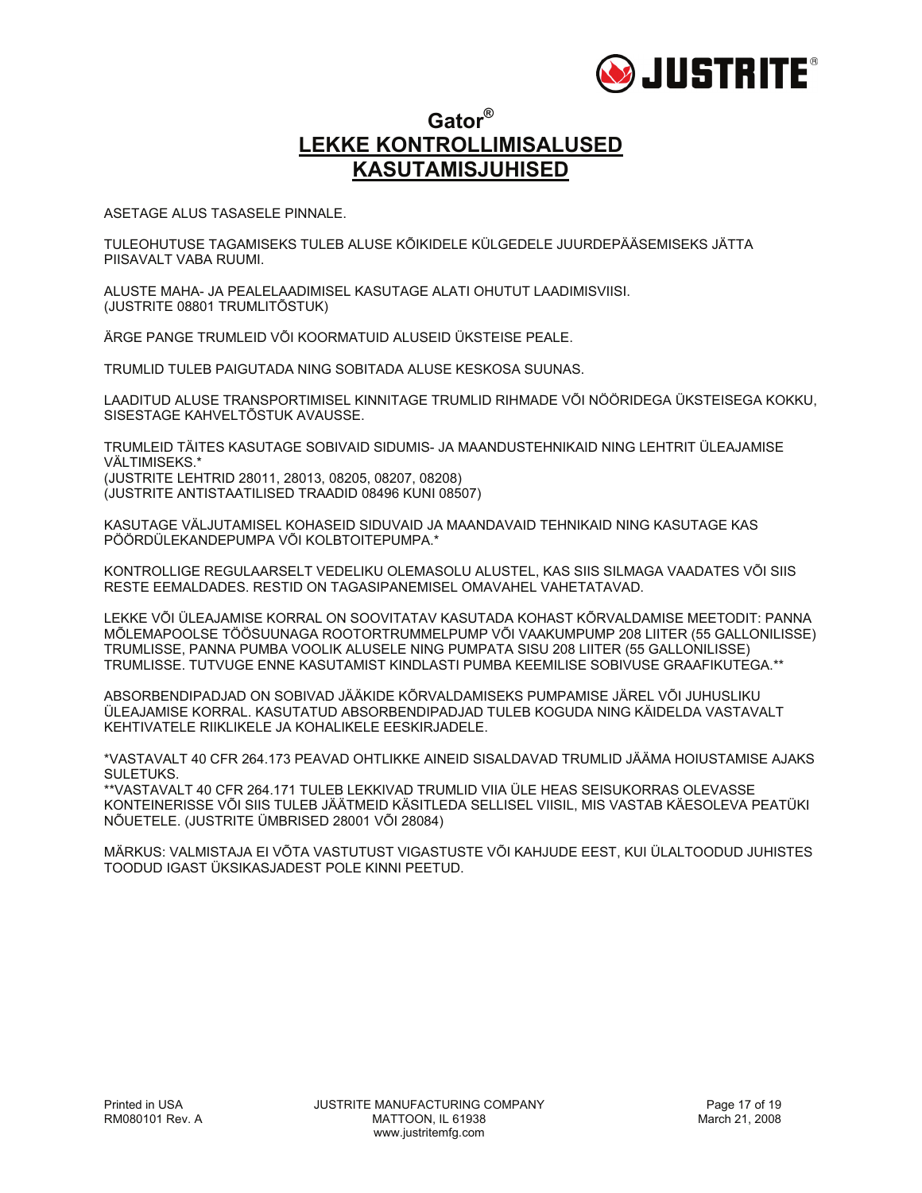# Gator®

## LEKKE KONTROLLIMISALUSED KASUTAMISJUHISED

ASETAGE ALUS TASASELE PINNALE.

TULEOHUTUSE TAGAMISEKS TULEB ALUSE KÕIKIDELE KÜLGEDELE JUURDEPÄÄSEMISEKS JÄTTA PIISAVALT VABA RUUMI.

ALUSTE MAHA- JA PEALELAADIMISEL KASUTAGE ALATI OHUTUT LAADIMISVIISI. (JUSTRITE 08801 TRUMLITÕSTUK)

ÄRGE PANGE TRUMLEID VÕI KOORMATUID ALUSEID ÜKSTEISE PEALE.

TRUMLID TULEB PAIGUTADA NING SOBITADA ALUSE KESKOSA SUUNAS.

LAADITUD ALUSE TRANSPORTIMISEL KINNITAGE TRUMLID RIHMADE VÕI NÖÖRIDEGA ÜKSTEISEGA KOKKU, SISESTAGE KAHVELTÕSTUK AVAUSSE.

TRUMLEID TÄITES KASUTAGE SOBIVAID SIDUMIS- JA MAANDUSTEHNIKAID NING LEHTRIT ÜLEAJAMISE VÄLTIMISEKS.*
(JUSTRITE LEHTRID 28011, 28013, 08205, 08207, 08208)
(JUSTRITE ANTISTAATILISED TRAADID 08496 KUNI 08507)

KASUTAGE VÄLJUTAMISEL KOHASEID SIDUVAID JA MAANDAVAID TEHNIKAID NING KASUTAGE KAS PÖÖRDÜLEKANDEPUMPA VÕI KOLBTOITEPUMPA.*

KONTROLLIGE REGULAARSELT VEDELIKU OLEMASOLU ALUSTEL, KAS SIIS SILMAGA VAADATES VÕI SIIS RESTE EEMALDADES. RESTID ON TAGASIPANEMISEL OMAVAHEL VAHETATAVAD.

LEKKE VÕI ÜLEAJAMISE KORRAL ON SOOVITATAV KASUTADA KOHAST KÕRVALDAMISE MEETODIT: PANNA MÕLEMAPOOLSE TÖÖSUUNAGA ROOTORTRUMMELPUMP VÕI VAAKUMPUMP 208 LIITER (55 GALLONILISSE) TRUMLISSE, PANNA PUMBA VOOLIK ALUSELE NING PUMPATA SISU 208 LIITER (55 GALLONILISSE) TRUMLISSE. TUTVUGE ENNE KASUTAMIST KINDLASTI PUMBA KEEMILISE SOBIVUSE GRAAFIKUTEGA.**

ABSORBENDIPADJAD ON SOBIVAD JÄÄKIDE KÕRVALDAMISEKS PUMPAMISE JÄREL VÕI JUHUSLIKU ÜLEAJAMISE KORRAL. KASUTATUD ABSORBENDIPADJAD TULEB KOGUDA NING KÄIDELDA VASTAVALT KEHTIVATELE RIIKLIKELE JA KOHALIKELE EESKIRJADELE.

*VASTAVALT 40 CFR 264.173 PEAVAD OHTLIKKE AINEID SISALDAVAD TRUMLID JÄÄMA HOIUSTAMISE AJAKS SULETUKS.
**VASTAVALT 40 CFR 264.171 TULEB LEKKIVAD TRUMLID VIIA ÜLE HEAS SEISUKORRAS OLEVASSE KONTEINERISSE VÕI SIIS TULEB JÄÄTMEID KÄSITLEDA SELLISEL VIISIL, MIS VASTAB KÄESOLEVA PEATÜKI NÕUETELE. (JUSTRITE ÜMBRISED 28001 VÕI 28084)

MÄRKUS: VALMISTAJA EI VÕTA VASTUTUST VIGASTUSTE VÕI KAHJUDE EEST, KUI ÜLALTOODUD JUHISTES TOODUD IGAST ÜKSIKASJADEST POLE KINNI PEETUD.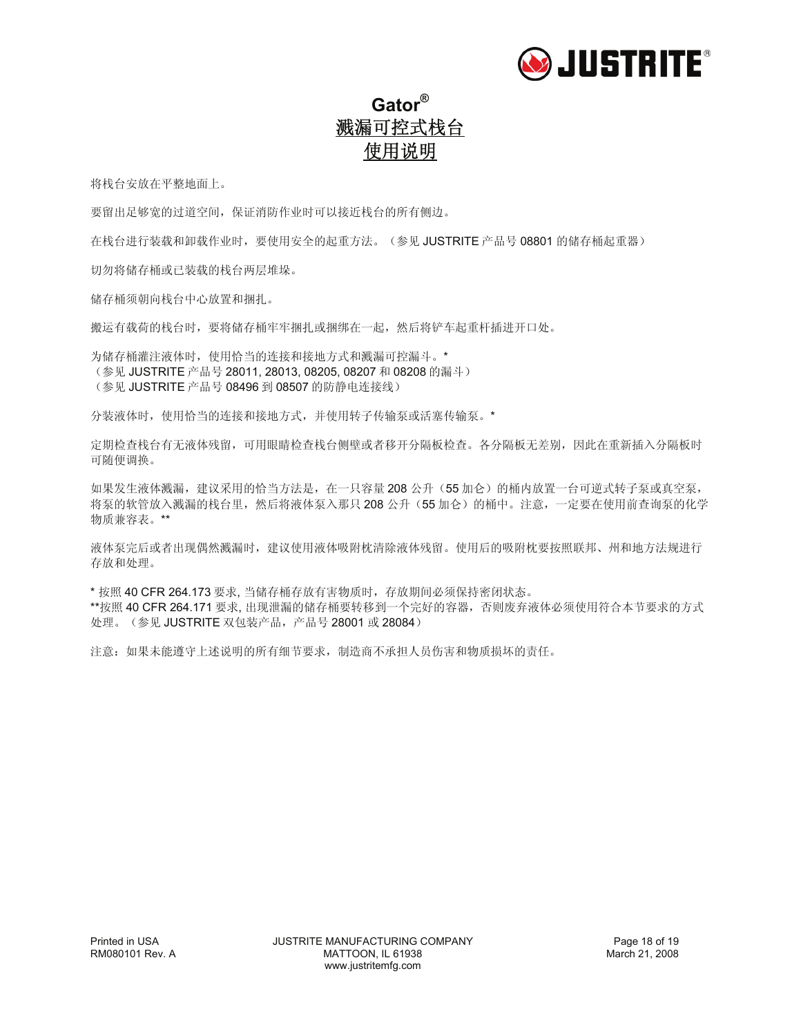# Gator®
# 溅漏可控式栈台
# 使用说明

将栈台安放在平整地面上。

要留出足够宽的过道空间，保证消防作业时可以接近栈台的所有侧边。

在栈台进行装载和卸载作业时，要使用安全的起重方法。（参见 JUSTRITE 产品号 08801 的储存桶起重器）

切勿将储存桶或已装载的栈台两层堆垛。

储存桶须朝向栈台中心放置和捆扎。

搬运有载荷的栈台时，要将储存桶牢牢捆扎或捆绑在一起，然后将铲车起重杆插进开口处。

为储存桶灌注液体时，使用恰当的连接和接地方式和溅漏可控漏斗。*
（参见 JUSTRITE 产品号 28011, 28013, 08205, 08207 和 08208 的漏斗）
（参见 JUSTRITE 产品号 08496 到 08507 的防静电连接线）

分装液体时，使用恰当的连接和接地方式，并使用转子传输泵或活塞传输泵。*

定期检查栈台有无液体残留，可用眼睛检查栈台侧壁或者移开分隔板检查。各分隔板无差别，因此在重新插入分隔板时可随便调换。

如果发生液体溅漏，建议采用的恰当方法是，在一只容量 208 公升（55 加仑）的桶内放置一台可逆式转子泵或真空泵，将泵的软管放入溅漏的栈台里，然后将液体泵入那只 208 公升（55 加仑）的桶中。注意，一定要在使用前查询泵的化学物质兼容表。**

液体泵完后或者出现偶然溅漏时，建议使用液体吸附枕清除液体残留。使用后的吸附枕要按照联邦、州和地方法规进行存放和处理。

* 按照 40 CFR 264.173 要求, 当储存桶存放有害物质时，存放期间必须保持密闭状态。
**按照 40 CFR 264.171 要求, 出现泄漏的储存桶要转移到一个完好的容器，否则废弃液体必须使用符合本节要求的方式处理。（参见 JUSTRITE 双包装产品，产品号 28001 或 28084）

注意：如果未能遵守上述说明的所有细节要求，制造商不承担人员伤害和物质损坏的责任。

Printed in USA
RM080101 Rev. A

JUSTRITE MANUFACTURING COMPANY
MATTOON, IL 61938
www.justritemfg.com

March 21, 2008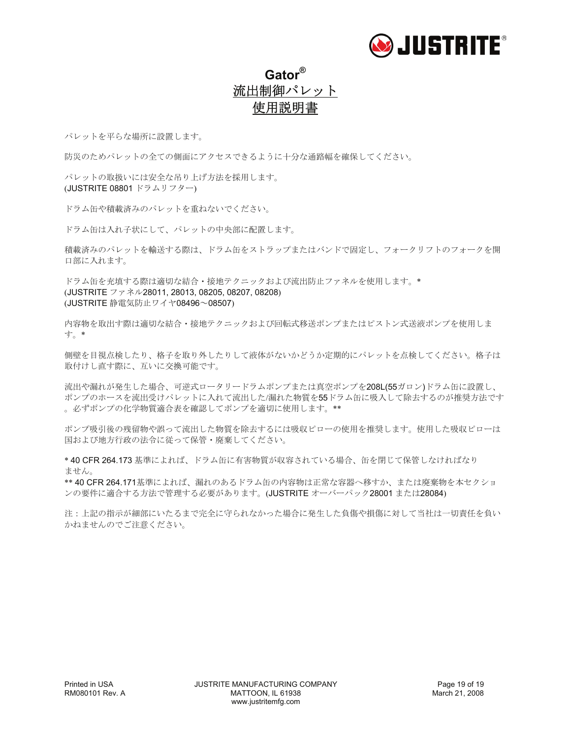# Gator®

## 流出制御パレット
## 使用説明書

パレットを平らな場所に設置します。

防災のためパレットの全ての側面にアクセスできるように十分な通路幅を確保してください。

パレットの取扱いには安全な吊り上げ方法を採用します。
(JUSTRITE 08801 ドラムリフター)

ドラム缶や積載済みのパレットを重ねないでください。

ドラム缶は入れ子状にして、パレットの中央部に配置します。

積載済みのパレットを輸送する際は、ドラム缶をストラップまたはバンドで固定し、フォークリフトのフォークを開口部に入れます。

ドラム缶を充填する際は適切な結合・接地テクニックおよび流出防止ファネルを使用します。*
(JUSTRITE ファネル28011, 28013, 08205, 08207, 08208)
(JUSTRITE 静電気防止ワイヤ08496～08507)

内容物を取出す際は適切な結合・接地テクニックおよび回転式移送ポンプまたはピストン式送液ポンプを使用します。*

側壁を目視点検したり、格子を取り外したりして液体がないかどうか定期的にパレットを点検してください。格子は取付けし直す際に、互いに交換可能です。

流出や漏れが発生した場合、可逆式ロータリードラムポンプまたは真空ポンプを208L(55ガロン)ドラム缶に設置し、ポンプのホースを流出受けパレットに入れて流出した/漏れた物質を55ドラム缶に吸入して除去するのが推奨方法です。必ずポンプの化学物質適合表を確認してポンプを適切に使用します。**

ポンプ吸引後の残留物や誤って流出した物質を除去するには吸収ピローの使用を推奨します。使用した吸収ピローは国および地方行政の法令に従って保管・廃棄してください。

* 40 CFR 264.173 基準によれば、ドラム缶に有害物質が収容されている場合、缶を閉じて保管しなければなりません。
** 40 CFR 264.171基準によれば、漏れのあるドラム缶の内容物は正常な容器へ移すか、または廃棄物を本セクションの要件に適合する方法で管理する必要があります。(JUSTRITE オーバーパック28001 または28084)

注：上記の指示が細部にいたるまで完全に守られなかった場合に発生した負傷や損傷に対して当社は一切責任を負いかねませんのでご注意ください。

Printed in USA
RM080101 Rev. A

JUSTRITE MANUFACTURING COMPANY
MATTOON, IL 61938
www.justritemfg.com

March 21, 2008